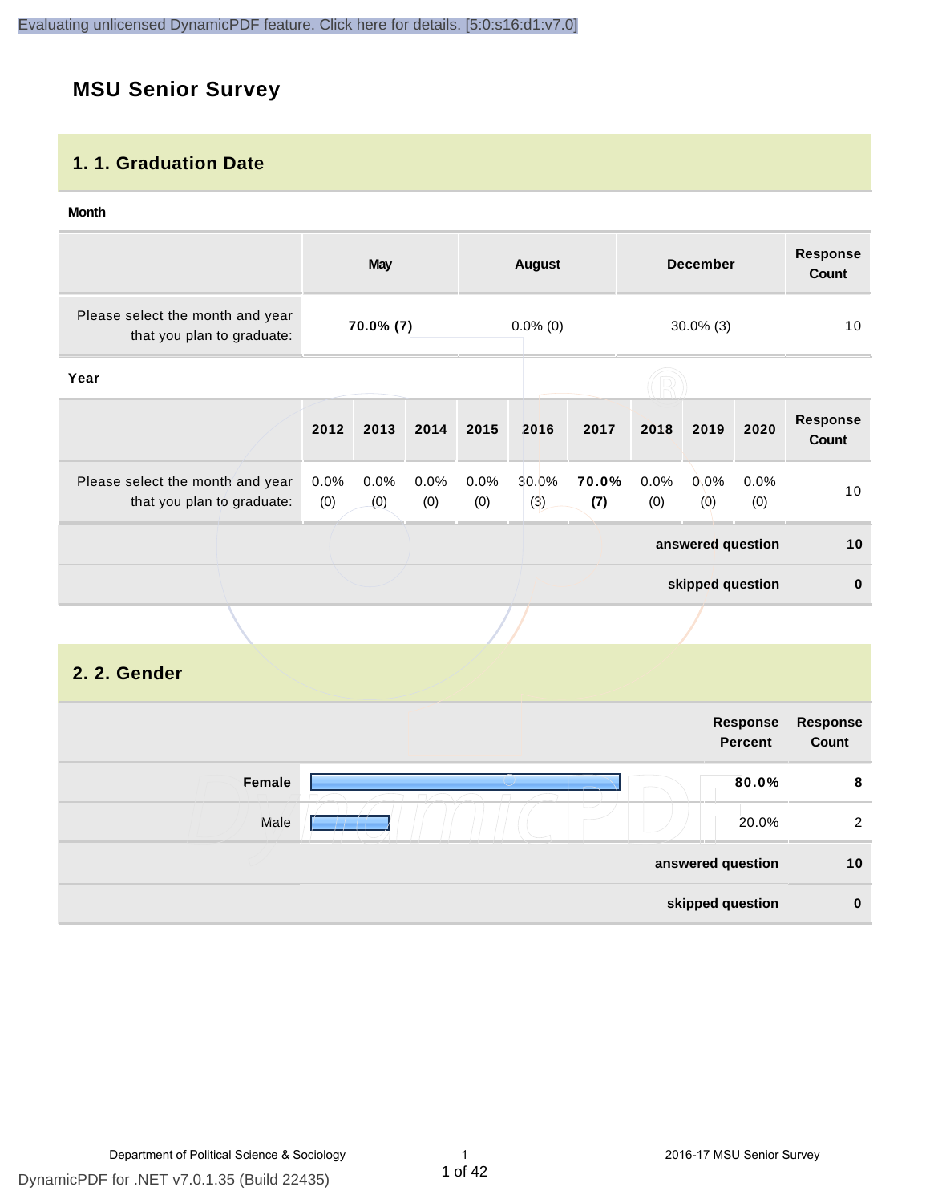# MSU Senior Survey

## 1. 1. Graduation Date

**Month**

| | May | August | December | Response Count |
|---|---|---|---|---|
| Please select the month and year that you plan to graduate: | **70.0% (7)** | 0.0% (0) | 30.0% (3) | 10 |

**Year**

| | 2012 | 2013 | 2014 | 2015 | 2016 | 2017 | 2018 | 2019 | 2020 | Response Count |
|---|---|---|---|---|---|---|---|---|---|---|
| Please select the month and year that you plan to graduate: | 0.0% (0) | 0.0% (0) | 0.0% (0) | 0.0% (0) | 30.0% (3) | **70.0% (7)** | 0.0% (0) | 0.0% (0) | 0.0% (0) | 10 |
| | | | | | | | | | **answered question** | **10** |
| | | | | | | | | | **skipped question** | **0** |

## 2. 2. Gender

| | Response Percent | Response Count |
|---|---|---|
| **Female** | **80.0%** | **8** |
| Male | 20.0% | 2 |
| **answered question** | | **10** |
| **skipped question** | | **0** |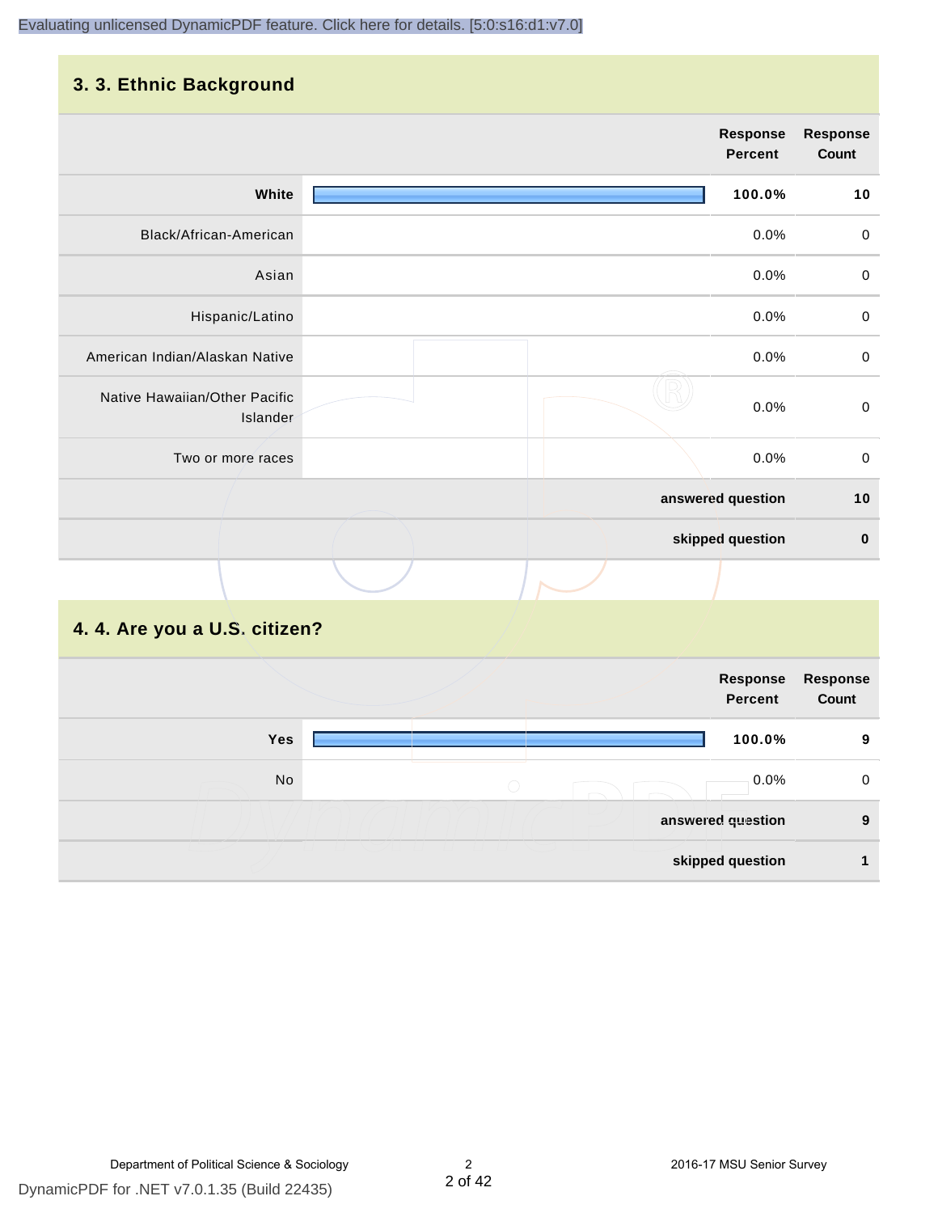## 3. 3. Ethnic Background

| | Response Percent | Response Count |
|---|---|---|
| **White** | **100.0%** | **10** |
| Black/African-American | 0.0% | 0 |
| Asian | 0.0% | 0 |
| Hispanic/Latino | 0.0% | 0 |
| American Indian/Alaskan Native | 0.0% | 0 |
| Native Hawaiian/Other Pacific Islander | 0.0% | 0 |
| Two or more races | 0.0% | 0 |
| **answered question** | | **10** |
| **skipped question** | | **0** |

## 4. 4. Are you a U.S. citizen?

| | Response Percent | Response Count |
|---|---|---|
| **Yes** | **100.0%** | **9** |
| No | 0.0% | 0 |
| **answered question** | | **9** |
| **skipped question** | | **1** |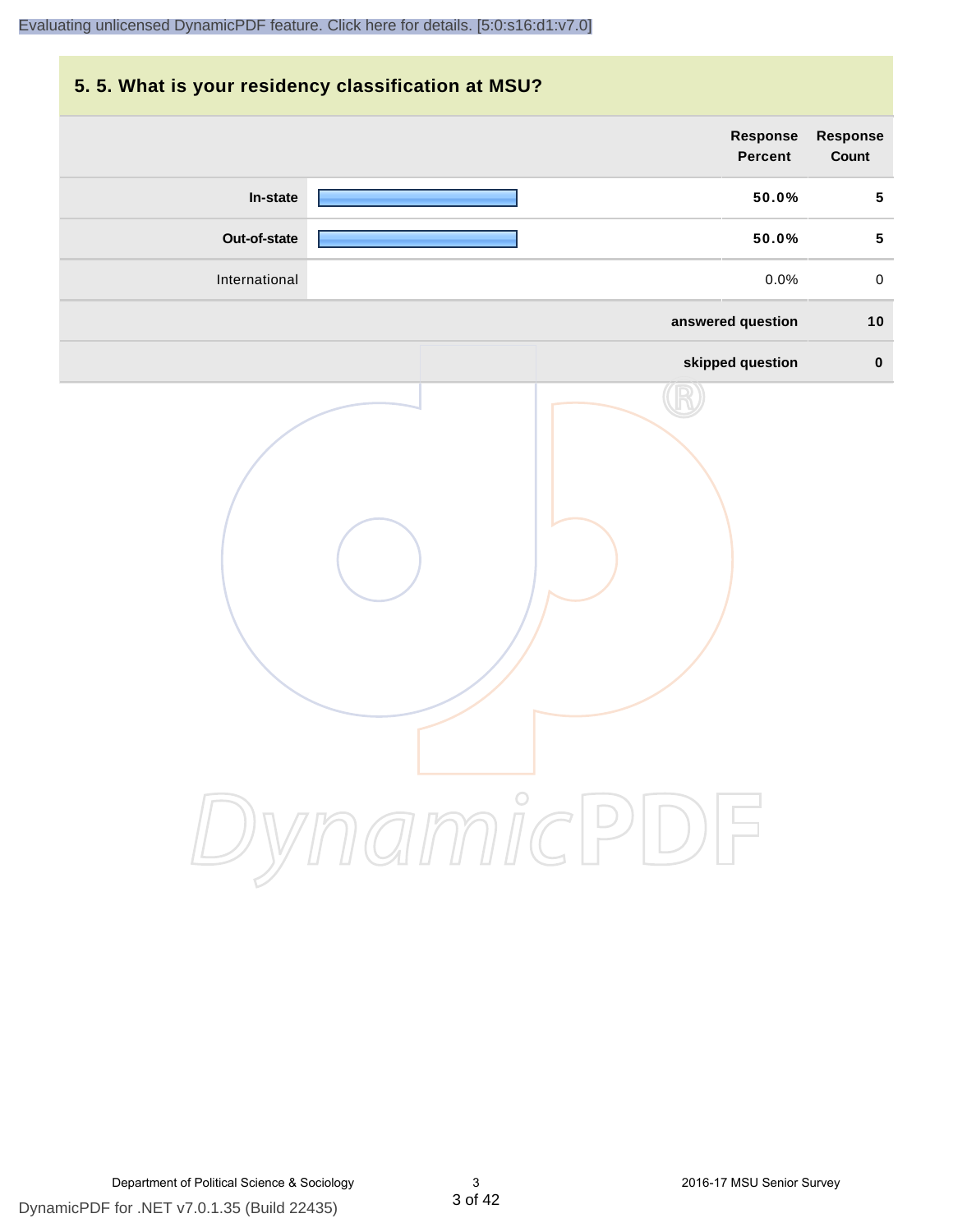## 5. 5. What is your residency classification at MSU?

| | Response Percent | Response Count |
|---|---|---|
| **In-state** | **50.0%** | **5** |
| **Out-of-state** | **50.0%** | **5** |
| International | 0.0% | 0 |
| **answered question** | | **10** |
| **skipped question** | | **0** |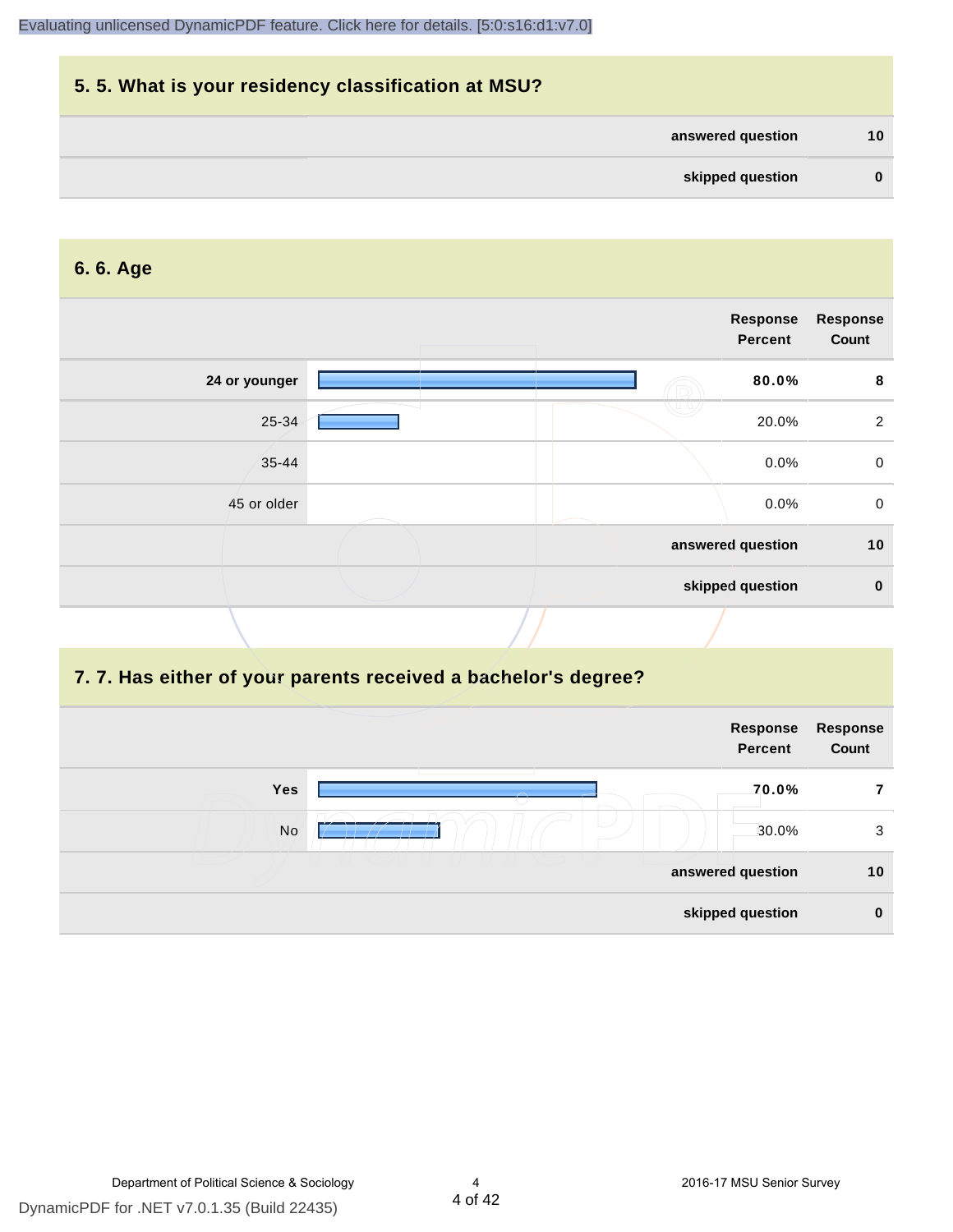## 5. 5. What is your residency classification at MSU?

| | |
|---|---|
| answered question | 10 |
| skipped question | 0 |

## 6. 6. Age

| | Response Percent | Response Count |
|---|---|---|
| **24 or younger** | **80.0%** | **8** |
| 25-34 | 20.0% | 2 |
| 35-44 | 0.0% | 0 |
| 45 or older | 0.0% | 0 |
| | **answered question** | **10** |
| | **skipped question** | **0** |

## 7. 7. Has either of your parents received a bachelor's degree?

| | Response Percent | Response Count |
|---|---|---|
| **Yes** | **70.0%** | **7** |
| No | 30.0% | 3 |
| | **answered question** | **10** |
| | **skipped question** | **0** |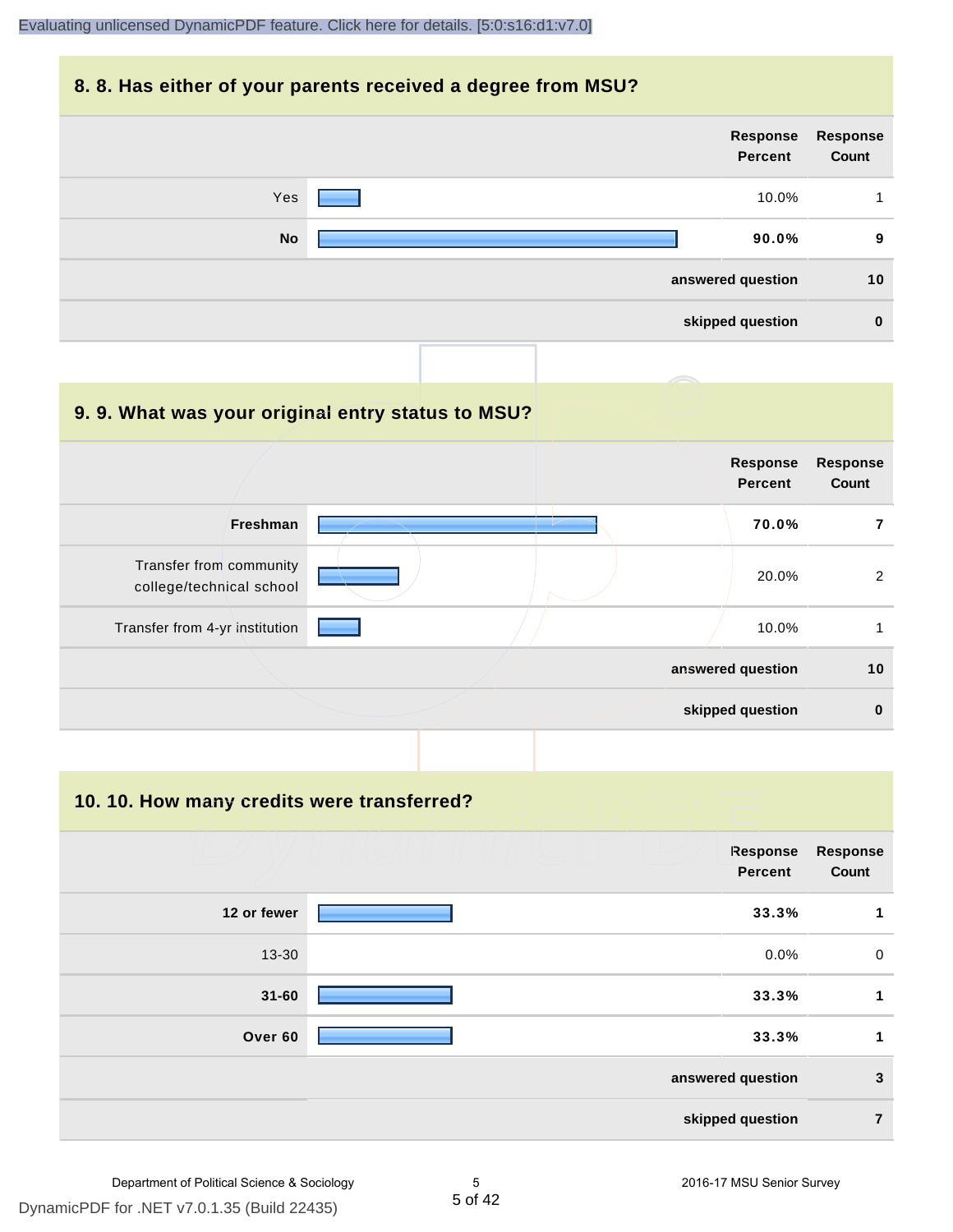## 8. 8. Has either of your parents received a degree from MSU?

| | Response Percent | Response Count |
|---|---|---|
| Yes | 10.0% | 1 |
| **No** | **90.0%** | **9** |
| | **answered question** | **10** |
| | **skipped question** | **0** |

## 9. 9. What was your original entry status to MSU?

| | Response Percent | Response Count |
|---|---|---|
| **Freshman** | **70.0%** | **7** |
| Transfer from community college/technical school | 20.0% | 2 |
| Transfer from 4-yr institution | 10.0% | 1 |
| | **answered question** | **10** |
| | **skipped question** | **0** |

## 10. 10. How many credits were transferred?

| | Response Percent | Response Count |
|---|---|---|
| **12 or fewer** | **33.3%** | **1** |
| 13-30 | 0.0% | 0 |
| **31-60** | **33.3%** | **1** |
| **Over 60** | **33.3%** | **1** |
| | **answered question** | **3** |
| | **skipped question** | **7** |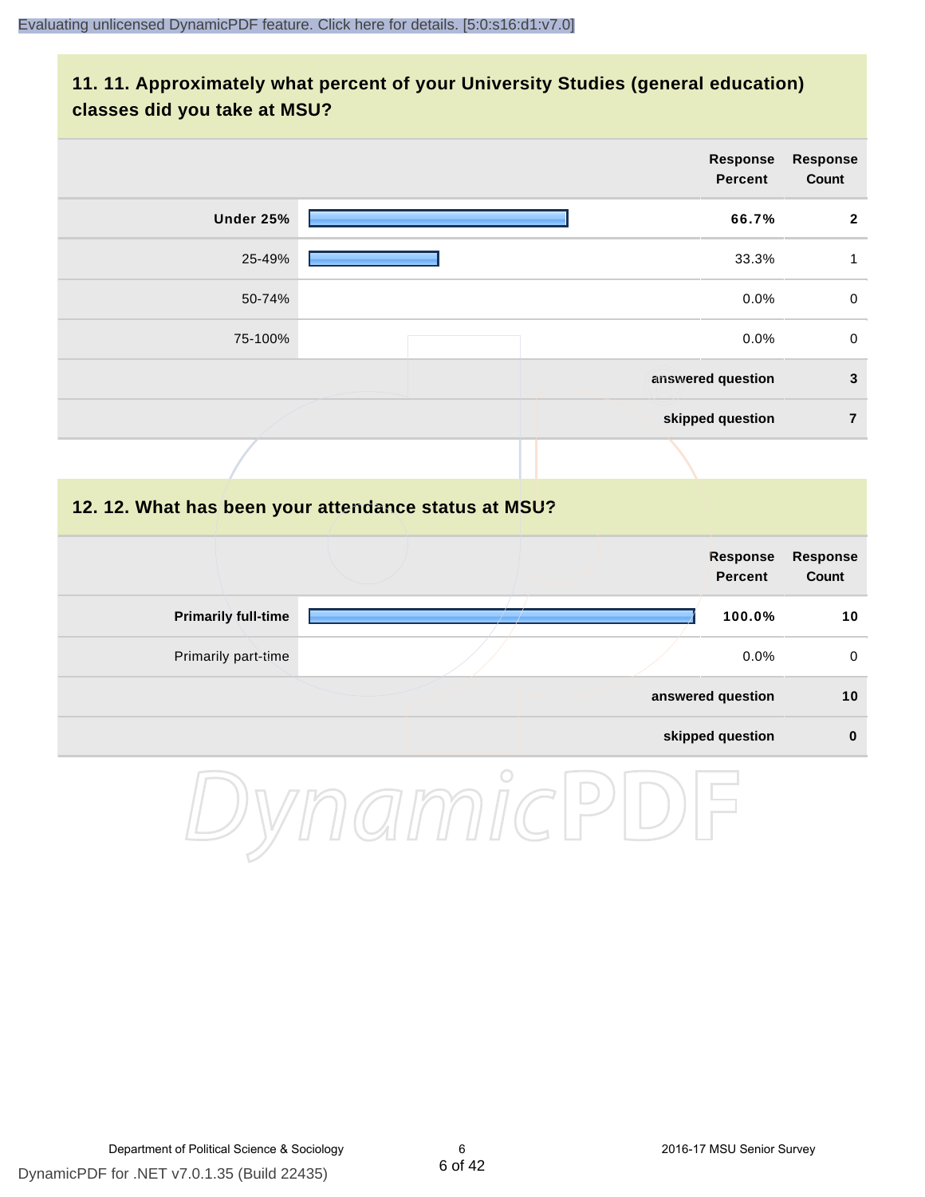## 11. 11. Approximately what percent of your University Studies (general education) classes did you take at MSU?

| | Response Percent | Response Count |
|---|---|---|
| **Under 25%** | **66.7%** | **2** |
| 25-49% | 33.3% | 1 |
| 50-74% | 0.0% | 0 |
| 75-100% | 0.0% | 0 |
| | **answered question** | **3** |
| | **skipped question** | **7** |

## 12. 12. What has been your attendance status at MSU?

| | Response Percent | Response Count |
|---|---|---|
| **Primarily full-time** | **100.0%** | **10** |
| Primarily part-time | 0.0% | 0 |
| | **answered question** | **10** |
| | **skipped question** | **0** |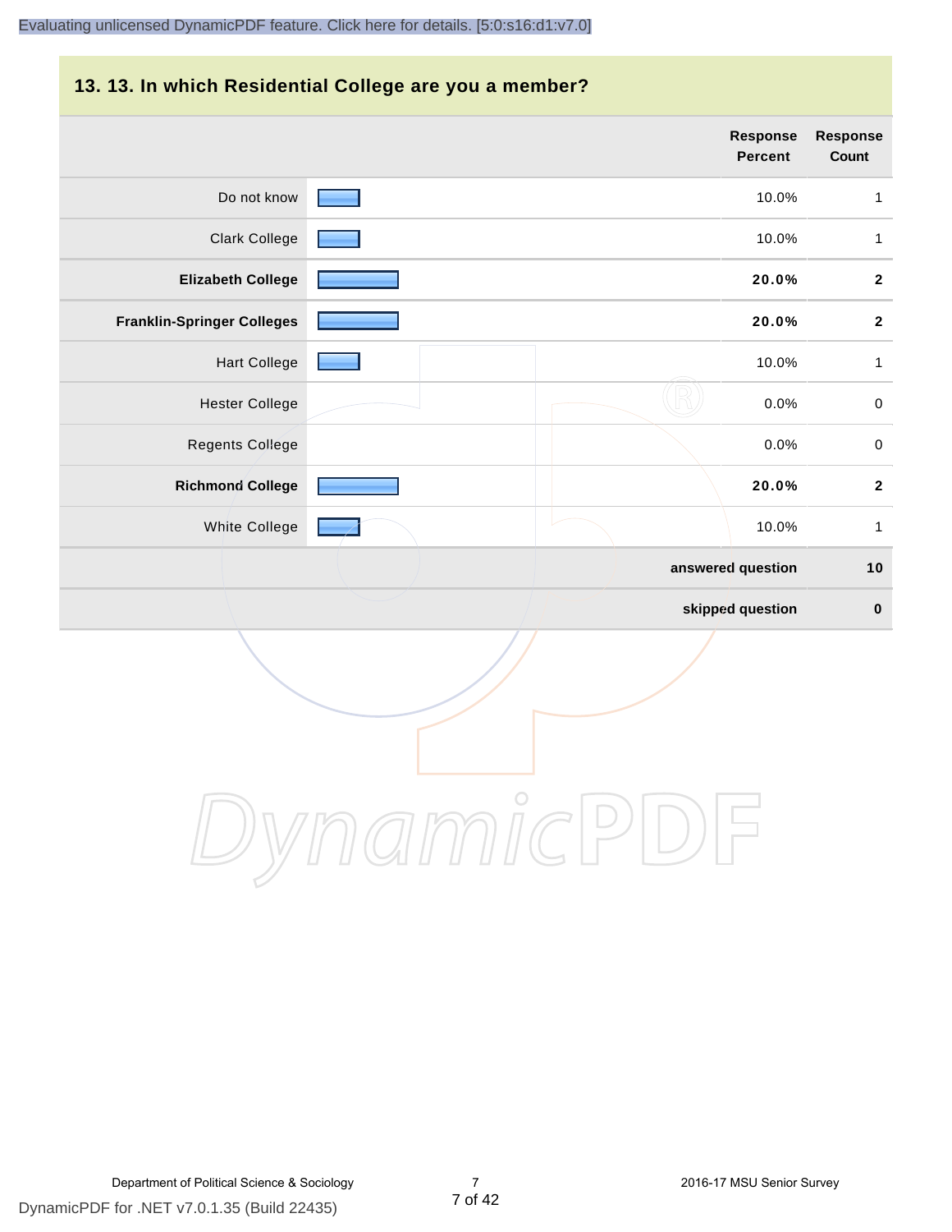## 13. 13. In which Residential College are you a member?

| | Response Percent | Response Count |
|---|---|---|
| Do not know | 10.0% | 1 |
| Clark College | 10.0% | 1 |
| **Elizabeth College** | **20.0%** | **2** |
| **Franklin-Springer Colleges** | **20.0%** | **2** |
| Hart College | 10.0% | 1 |
| Hester College | 0.0% | 0 |
| Regents College | 0.0% | 0 |
| **Richmond College** | **20.0%** | **2** |
| White College | 10.0% | 1 |
| | **answered question** | **10** |
| | **skipped question** | **0** |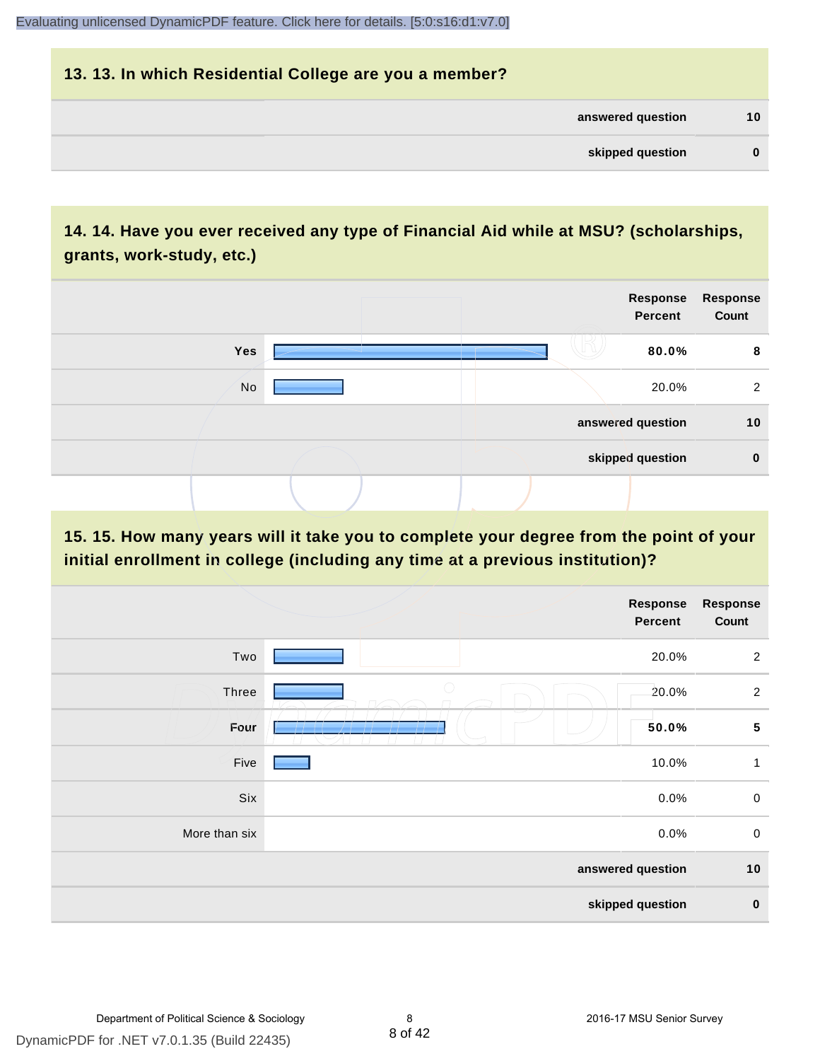## 13. 13. In which Residential College are you a member?

| | |
|---|---|
| answered question | 10 |
| skipped question | 0 |

## 14. 14. Have you ever received any type of Financial Aid while at MSU? (scholarships, grants, work-study, etc.)

| | Response Percent | Response Count |
|---|---|---|
| Yes | **80.0%** | **8** |
| No | 20.0% | 2 |
| answered question | | 10 |
| skipped question | | 0 |

## 15. 15. How many years will it take you to complete your degree from the point of your initial enrollment in college (including any time at a previous institution)?

| | Response Percent | Response Count |
|---|---|---|
| Two | 20.0% | 2 |
| Three | 20.0% | 2 |
| **Four** | **50.0%** | **5** |
| Five | 10.0% | 1 |
| Six | 0.0% | 0 |
| More than six | 0.0% | 0 |
| answered question | | 10 |
| skipped question | | 0 |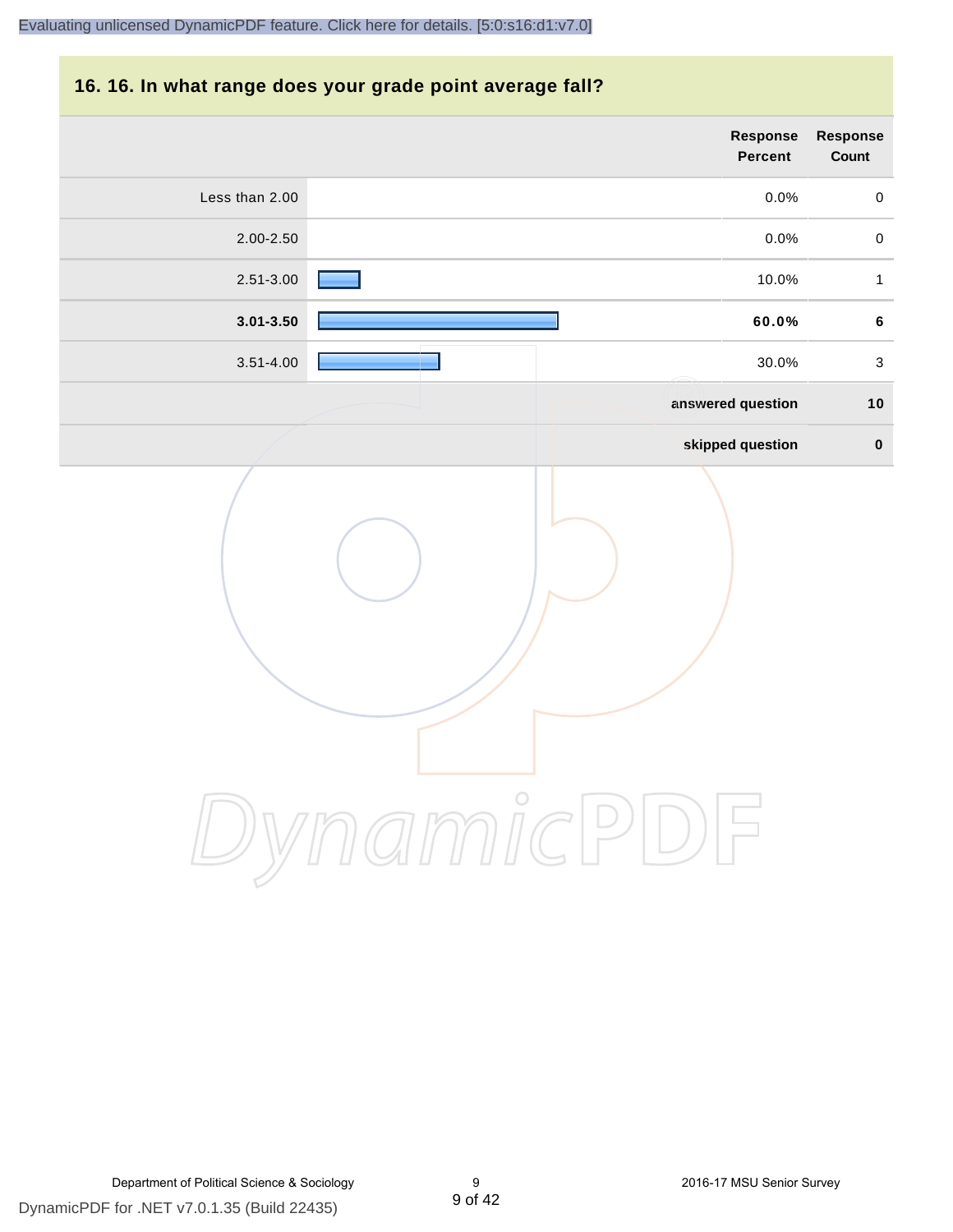## 16. 16. In what range does your grade point average fall?

| | Response Percent | Response Count |
|---|---|---|
| Less than 2.00 | 0.0% | 0 |
| 2.00-2.50 | 0.0% | 0 |
| 2.51-3.00 | 10.0% | 1 |
| **3.01-3.50** | **60.0%** | **6** |
| 3.51-4.00 | 30.0% | 3 |
| | **answered question** | **10** |
| | **skipped question** | **0** |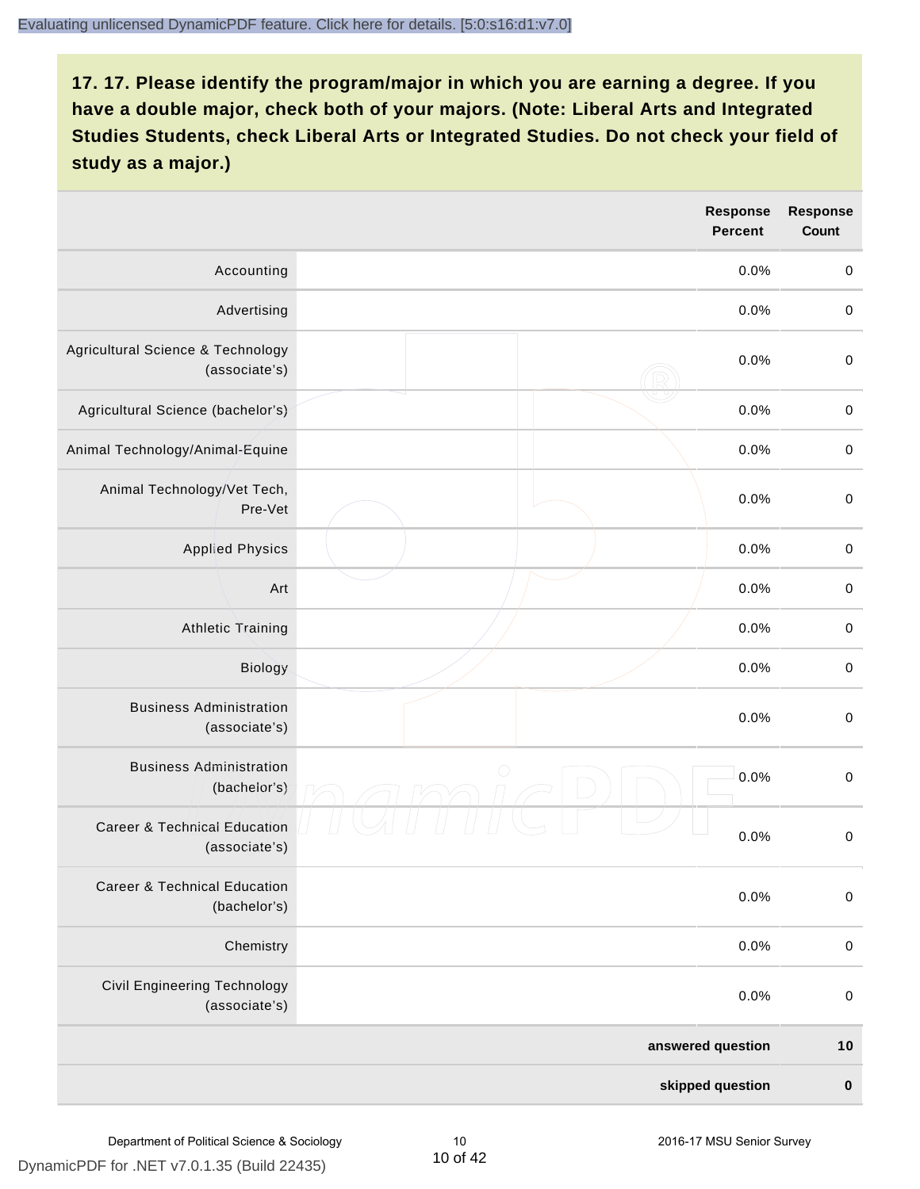**17. 17. Please identify the program/major in which you are earning a degree. If you have a double major, check both of your majors. (Note: Liberal Arts and Integrated Studies Students, check Liberal Arts or Integrated Studies. Do not check your field of study as a major.)**

| | | Response Percent | Response Count |
|---|---|---|---|
| Accounting | | 0.0% | 0 |
| Advertising | | 0.0% | 0 |
| Agricultural Science & Technology (associate's) | | 0.0% | 0 |
| Agricultural Science (bachelor's) | | 0.0% | 0 |
| Animal Technology/Animal-Equine | | 0.0% | 0 |
| Animal Technology/Vet Tech, Pre-Vet | | 0.0% | 0 |
| Applied Physics | | 0.0% | 0 |
| Art | | 0.0% | 0 |
| Athletic Training | | 0.0% | 0 |
| Biology | | 0.0% | 0 |
| Business Administration (associate's) | | 0.0% | 0 |
| Business Administration (bachelor's) | | 0.0% | 0 |
| Career & Technical Education (associate's) | | 0.0% | 0 |
| Career & Technical Education (bachelor's) | | 0.0% | 0 |
| Chemistry | | 0.0% | 0 |
| Civil Engineering Technology (associate's) | | 0.0% | 0 |
| | | **answered question** | **10** |
| | | **skipped question** | **0** |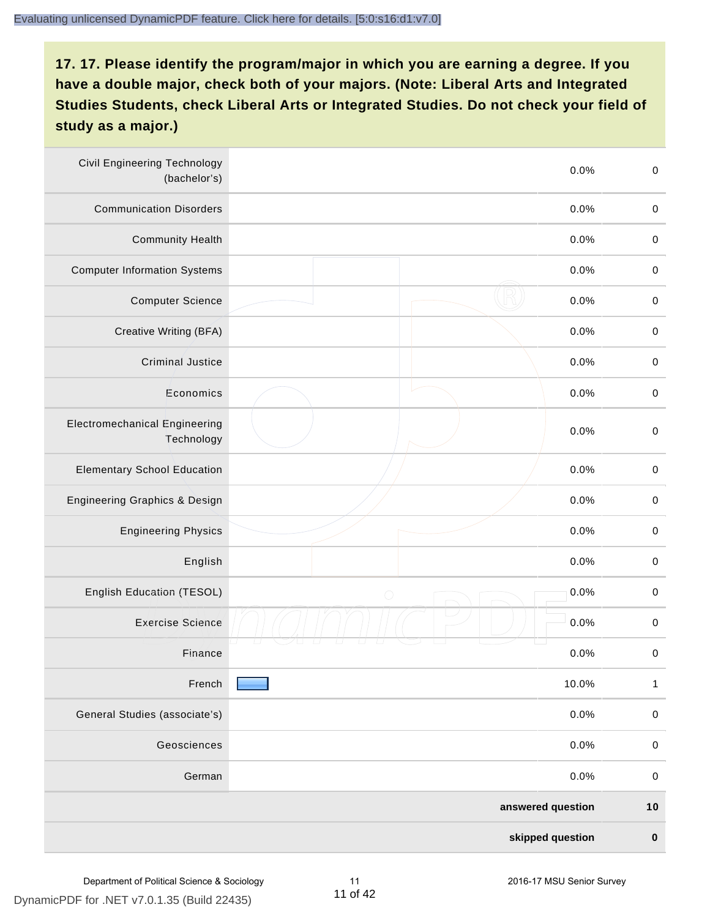## 17. 17. Please identify the program/major in which you are earning a degree. If you have a double major, check both of your majors. (Note: Liberal Arts and Integrated Studies Students, check Liberal Arts or Integrated Studies. Do not check your field of study as a major.)

| Major | Percent | Count |
|---|---|---|
| Civil Engineering Technology (bachelor's) | 0.0% | 0 |
| Communication Disorders | 0.0% | 0 |
| Community Health | 0.0% | 0 |
| Computer Information Systems | 0.0% | 0 |
| Computer Science | 0.0% | 0 |
| Creative Writing (BFA) | 0.0% | 0 |
| Criminal Justice | 0.0% | 0 |
| Economics | 0.0% | 0 |
| Electromechanical Engineering Technology | 0.0% | 0 |
| Elementary School Education | 0.0% | 0 |
| Engineering Graphics & Design | 0.0% | 0 |
| Engineering Physics | 0.0% | 0 |
| English | 0.0% | 0 |
| English Education (TESOL) | 0.0% | 0 |
| Exercise Science | 0.0% | 0 |
| Finance | 0.0% | 0 |
| French | 10.0% | 1 |
| General Studies (associate's) | 0.0% | 0 |
| Geosciences | 0.0% | 0 |
| German | 0.0% | 0 |
| **answered question** | | **10** |
| **skipped question** | | **0** |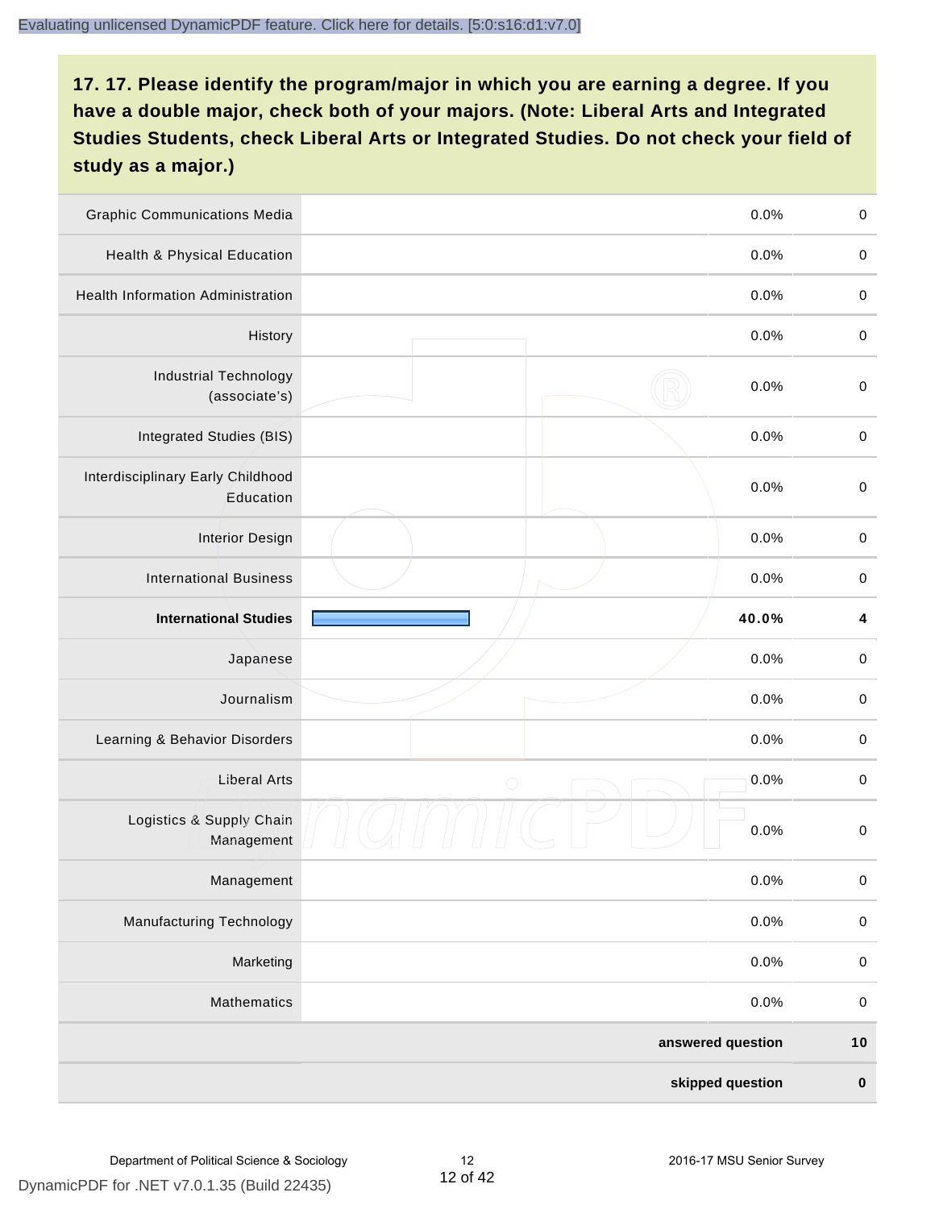## 17. 17. Please identify the program/major in which you are earning a degree. If you have a double major, check both of your majors. (Note: Liberal Arts and Integrated Studies Students, check Liberal Arts or Integrated Studies. Do not check your field of study as a major.)

| Program/Major | Percent | Count |
|---|---|---|
| Graphic Communications Media | 0.0% | 0 |
| Health & Physical Education | 0.0% | 0 |
| Health Information Administration | 0.0% | 0 |
| History | 0.0% | 0 |
| Industrial Technology (associate's) | 0.0% | 0 |
| Integrated Studies (BIS) | 0.0% | 0 |
| Interdisciplinary Early Childhood Education | 0.0% | 0 |
| Interior Design | 0.0% | 0 |
| International Business | 0.0% | 0 |
| **International Studies** | **40.0%** | **4** |
| Japanese | 0.0% | 0 |
| Journalism | 0.0% | 0 |
| Learning & Behavior Disorders | 0.0% | 0 |
| Liberal Arts | 0.0% | 0 |
| Logistics & Supply Chain Management | 0.0% | 0 |
| Management | 0.0% | 0 |
| Manufacturing Technology | 0.0% | 0 |
| Marketing | 0.0% | 0 |
| Mathematics | 0.0% | 0 |
| **answered question** | | **10** |
| **skipped question** | | **0** |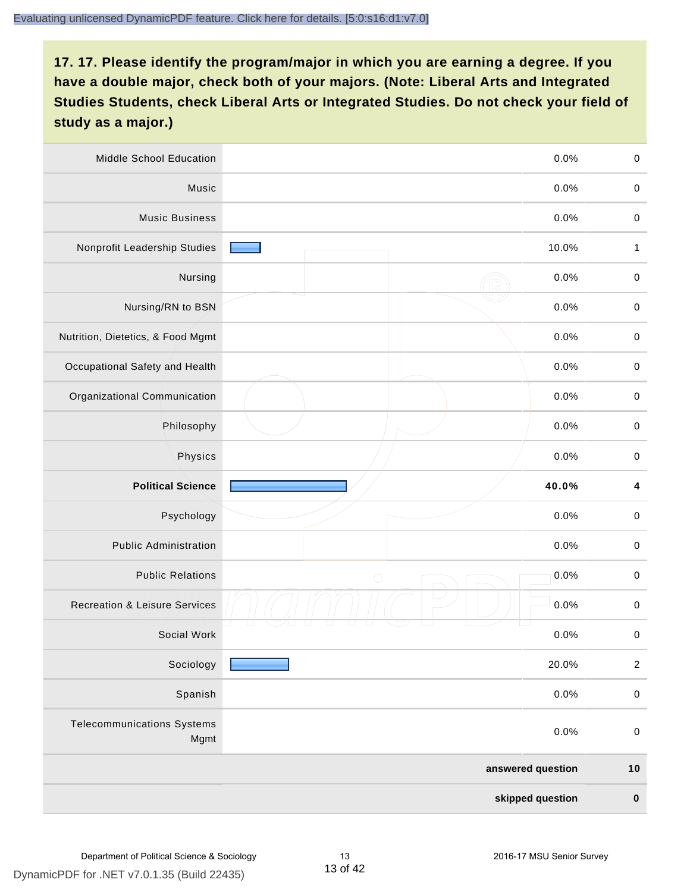## 17. 17. Please identify the program/major in which you are earning a degree. If you have a double major, check both of your majors. (Note: Liberal Arts and Integrated Studies Students, check Liberal Arts or Integrated Studies. Do not check your field of study as a major.)

| Program/Major | Percent | Count |
|---|---|---|
| Middle School Education | 0.0% | 0 |
| Music | 0.0% | 0 |
| Music Business | 0.0% | 0 |
| Nonprofit Leadership Studies | 10.0% | 1 |
| Nursing | 0.0% | 0 |
| Nursing/RN to BSN | 0.0% | 0 |
| Nutrition, Dietetics, & Food Mgmt | 0.0% | 0 |
| Occupational Safety and Health | 0.0% | 0 |
| Organizational Communication | 0.0% | 0 |
| Philosophy | 0.0% | 0 |
| Physics | 0.0% | 0 |
| **Political Science** | **40.0%** | **4** |
| Psychology | 0.0% | 0 |
| Public Administration | 0.0% | 0 |
| Public Relations | 0.0% | 0 |
| Recreation & Leisure Services | 0.0% | 0 |
| Social Work | 0.0% | 0 |
| Sociology | 20.0% | 2 |
| Spanish | 0.0% | 0 |
| Telecommunications Systems Mgmt | 0.0% | 0 |
| | **answered question** | **10** |
| | **skipped question** | **0** |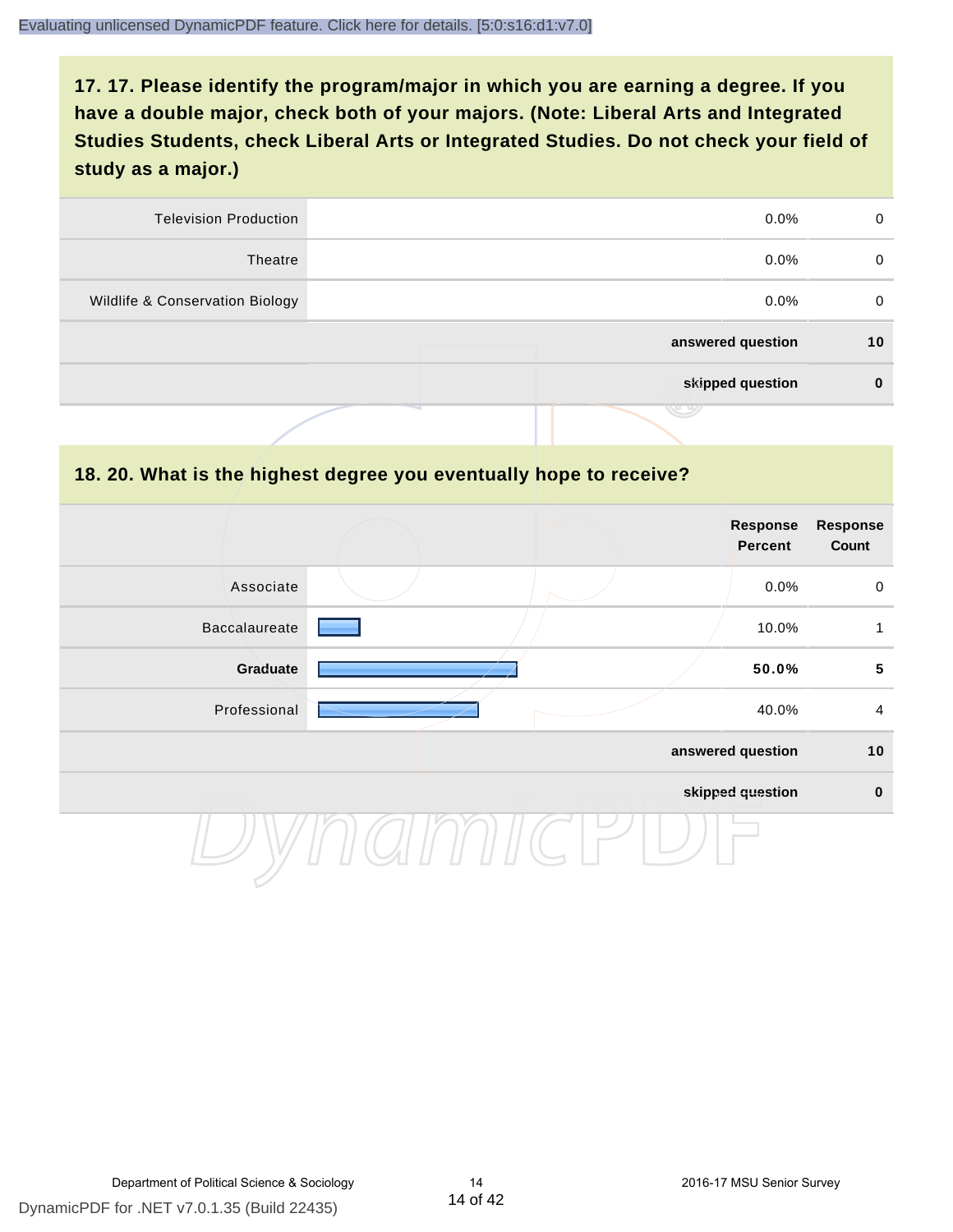## 17. 17. Please identify the program/major in which you are earning a degree. If you have a double major, check both of your majors. (Note: Liberal Arts and Integrated Studies Students, check Liberal Arts or Integrated Studies. Do not check your field of study as a major.)

| | | | |
|---|---|---|---|
| Television Production | | 0.0% | 0 |
| Theatre | | 0.0% | 0 |
| Wildlife & Conservation Biology | | 0.0% | 0 |
| | | **answered question** | **10** |
| | | **skipped question** | **0** |

## 18. 20. What is the highest degree you eventually hope to receive?

| | | Response Percent | Response Count |
|---|---|---|---|
| Associate | | 0.0% | 0 |
| Baccalaureate | | 10.0% | 1 |
| **Graduate** | | **50.0%** | **5** |
| Professional | | 40.0% | 4 |
| | | **answered question** | **10** |
| | | **skipped question** | **0** |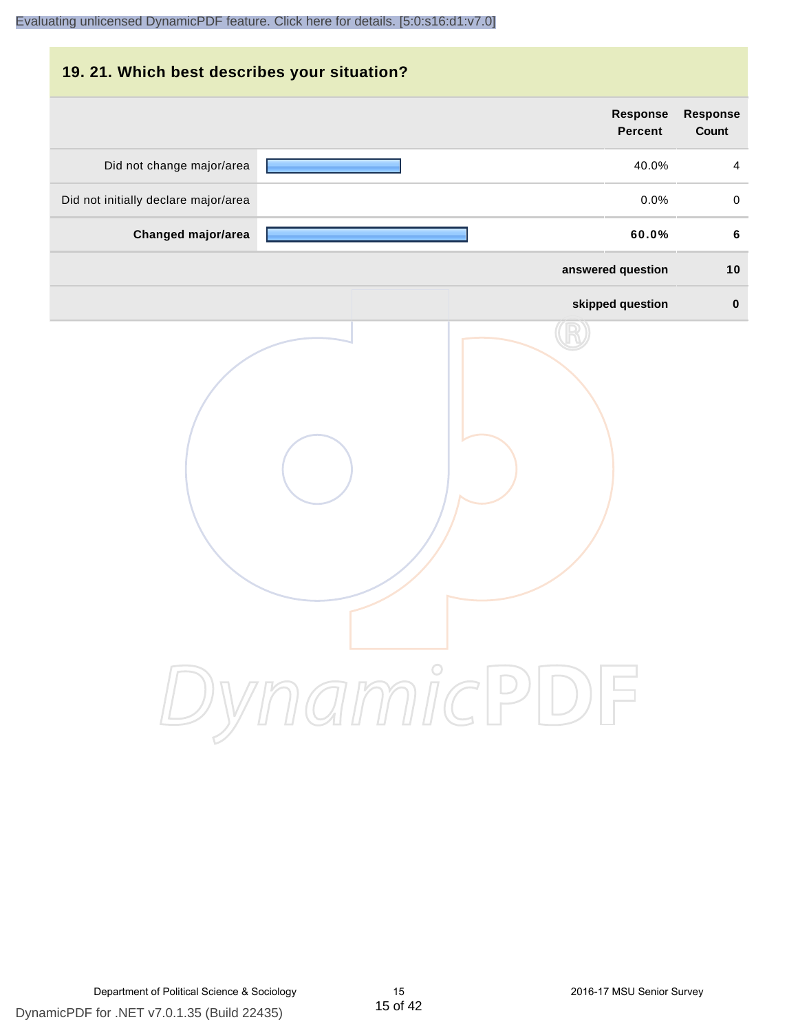## 19. 21. Which best describes your situation?

| | Response Percent | Response Count |
|---|---|---|
| Did not change major/area | 40.0% | 4 |
| Did not initially declare major/area | 0.0% | 0 |
| **Changed major/area** | **60.0%** | **6** |
| **answered question** | | **10** |
| **skipped question** | | **0** |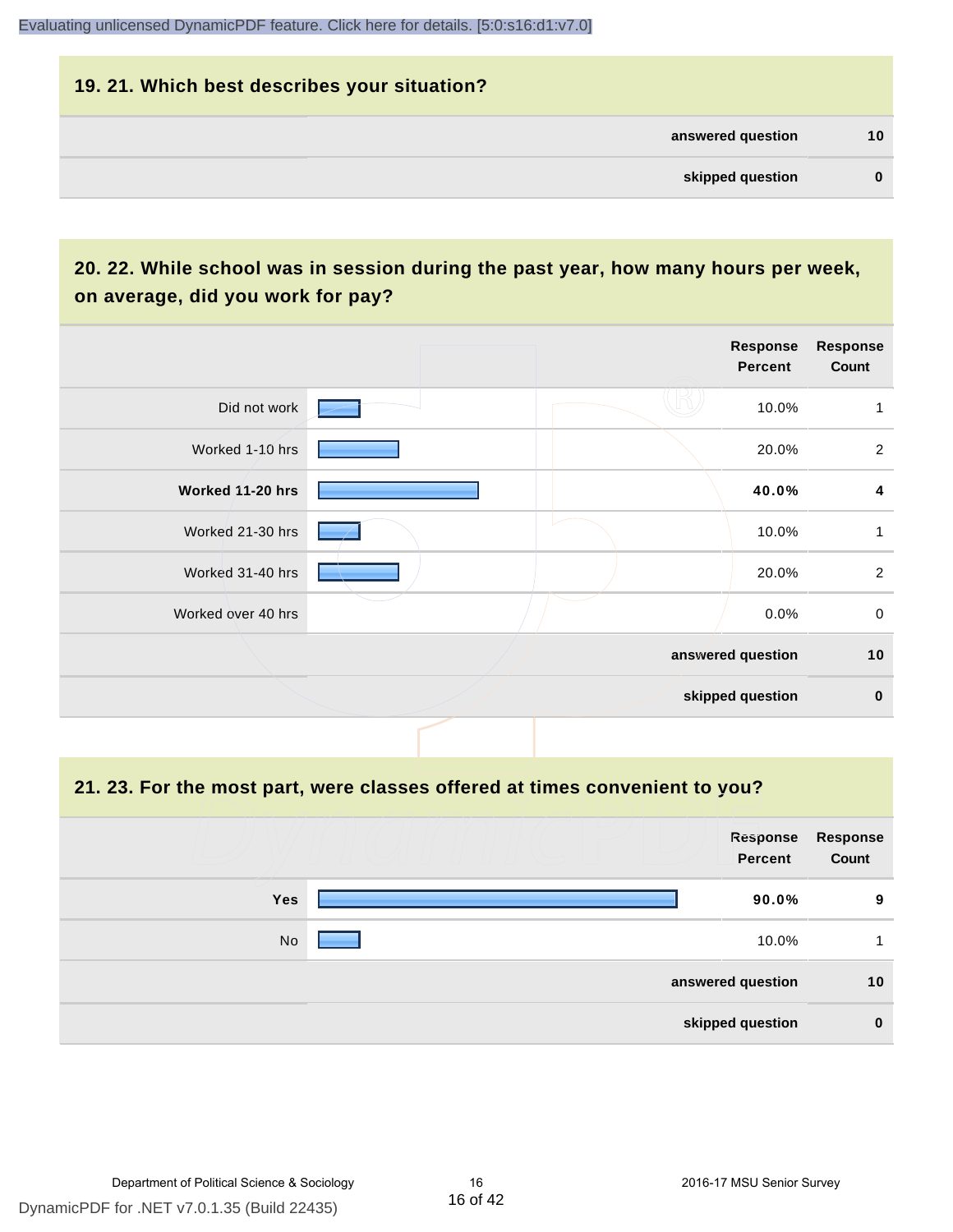## 19. 21. Which best describes your situation?

| | |
|---|---|
| **answered question** | **10** |
| **skipped question** | **0** |

## 20. 22. While school was in session during the past year, how many hours per week, on average, did you work for pay?

| | Response Percent | Response Count |
|---|---|---|
| Did not work | 10.0% | 1 |
| Worked 1-10 hrs | 20.0% | 2 |
| **Worked 11-20 hrs** | **40.0%** | **4** |
| Worked 21-30 hrs | 10.0% | 1 |
| Worked 31-40 hrs | 20.0% | 2 |
| Worked over 40 hrs | 0.0% | 0 |
| **answered question** | | **10** |
| **skipped question** | | **0** |

## 21. 23. For the most part, were classes offered at times convenient to you?

| | Response Percent | Response Count |
|---|---|---|
| **Yes** | **90.0%** | **9** |
| No | 10.0% | 1 |
| **answered question** | | **10** |
| **skipped question** | | **0** |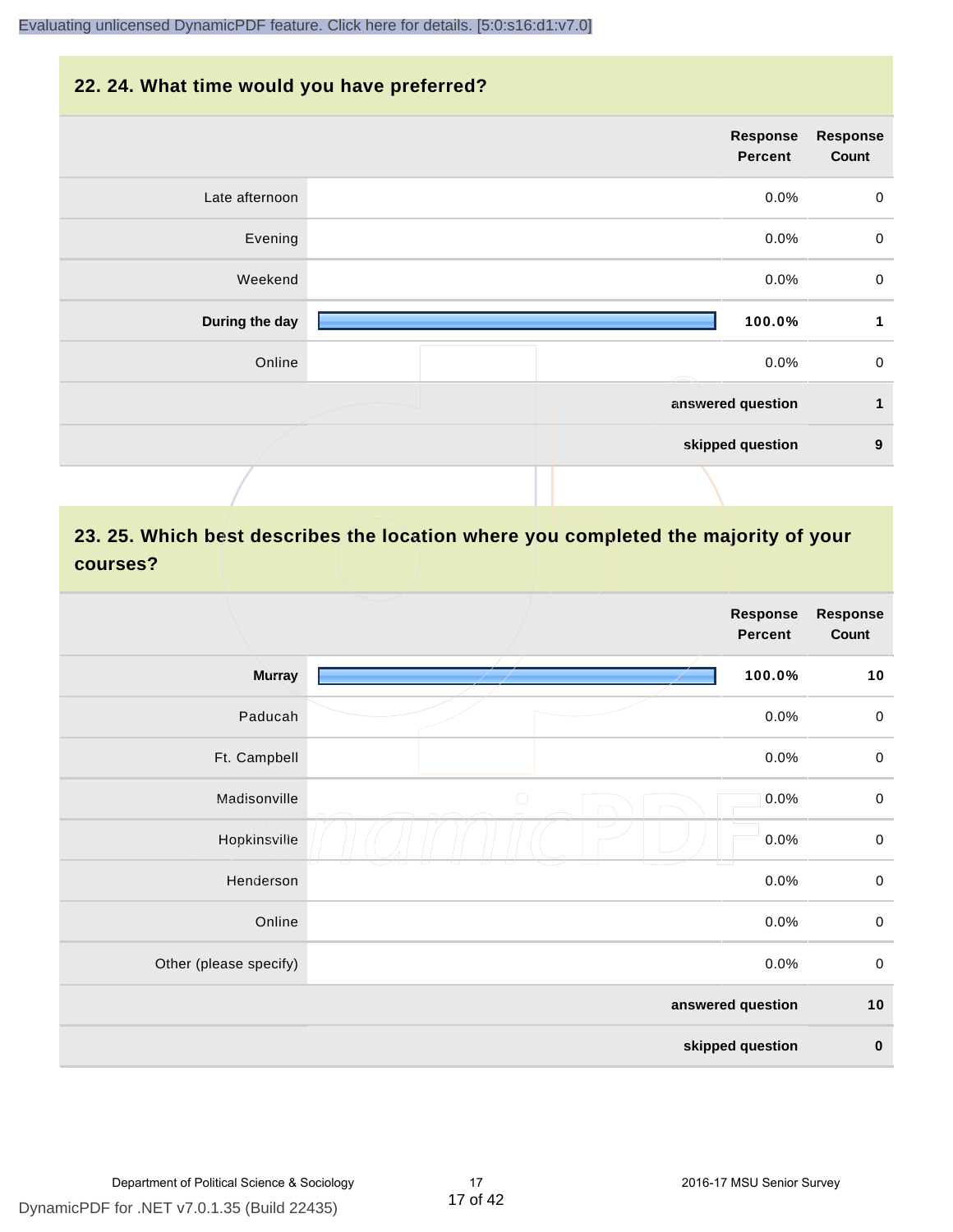## 22. 24. What time would you have preferred?

| | Response Percent | Response Count |
|---|---|---|
| Late afternoon | 0.0% | 0 |
| Evening | 0.0% | 0 |
| Weekend | 0.0% | 0 |
| **During the day** | **100.0%** | **1** |
| Online | 0.0% | 0 |
| | **answered question** | **1** |
| | **skipped question** | **9** |

## 23. 25. Which best describes the location where you completed the majority of your courses?

| | Response Percent | Response Count |
|---|---|---|
| **Murray** | **100.0%** | **10** |
| Paducah | 0.0% | 0 |
| Ft. Campbell | 0.0% | 0 |
| Madisonville | 0.0% | 0 |
| Hopkinsville | 0.0% | 0 |
| Henderson | 0.0% | 0 |
| Online | 0.0% | 0 |
| Other (please specify) | 0.0% | 0 |
| | **answered question** | **10** |
| | **skipped question** | **0** |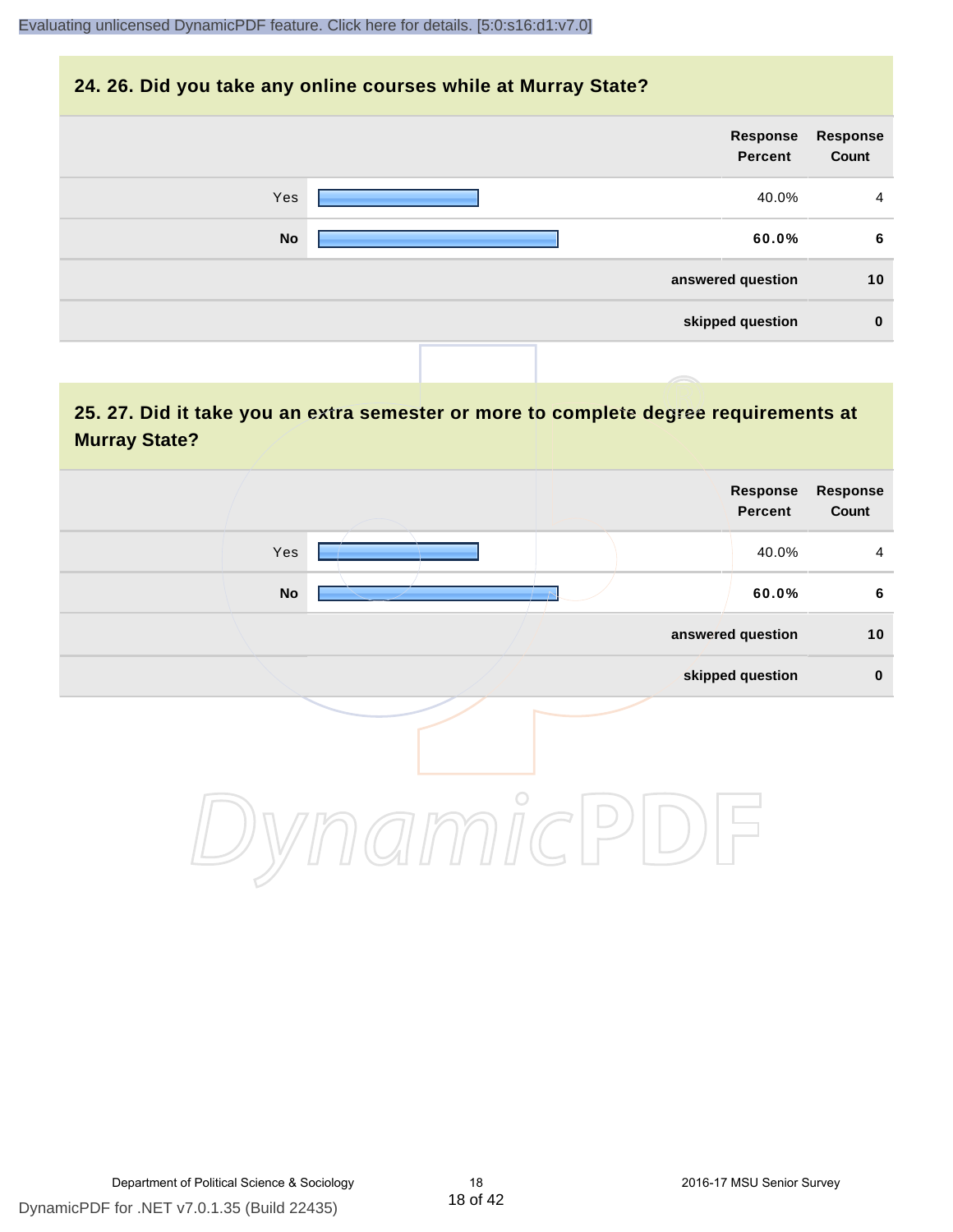## 24. 26. Did you take any online courses while at Murray State?

| | Response Percent | Response Count |
|---|---|---|
| Yes | 40.0% | 4 |
| **No** | **60.0%** | **6** |
| | **answered question** | **10** |
| | **skipped question** | **0** |

## 25. 27. Did it take you an extra semester or more to complete degree requirements at Murray State?

| | Response Percent | Response Count |
|---|---|---|
| Yes | 40.0% | 4 |
| **No** | **60.0%** | **6** |
| | **answered question** | **10** |
| | **skipped question** | **0** |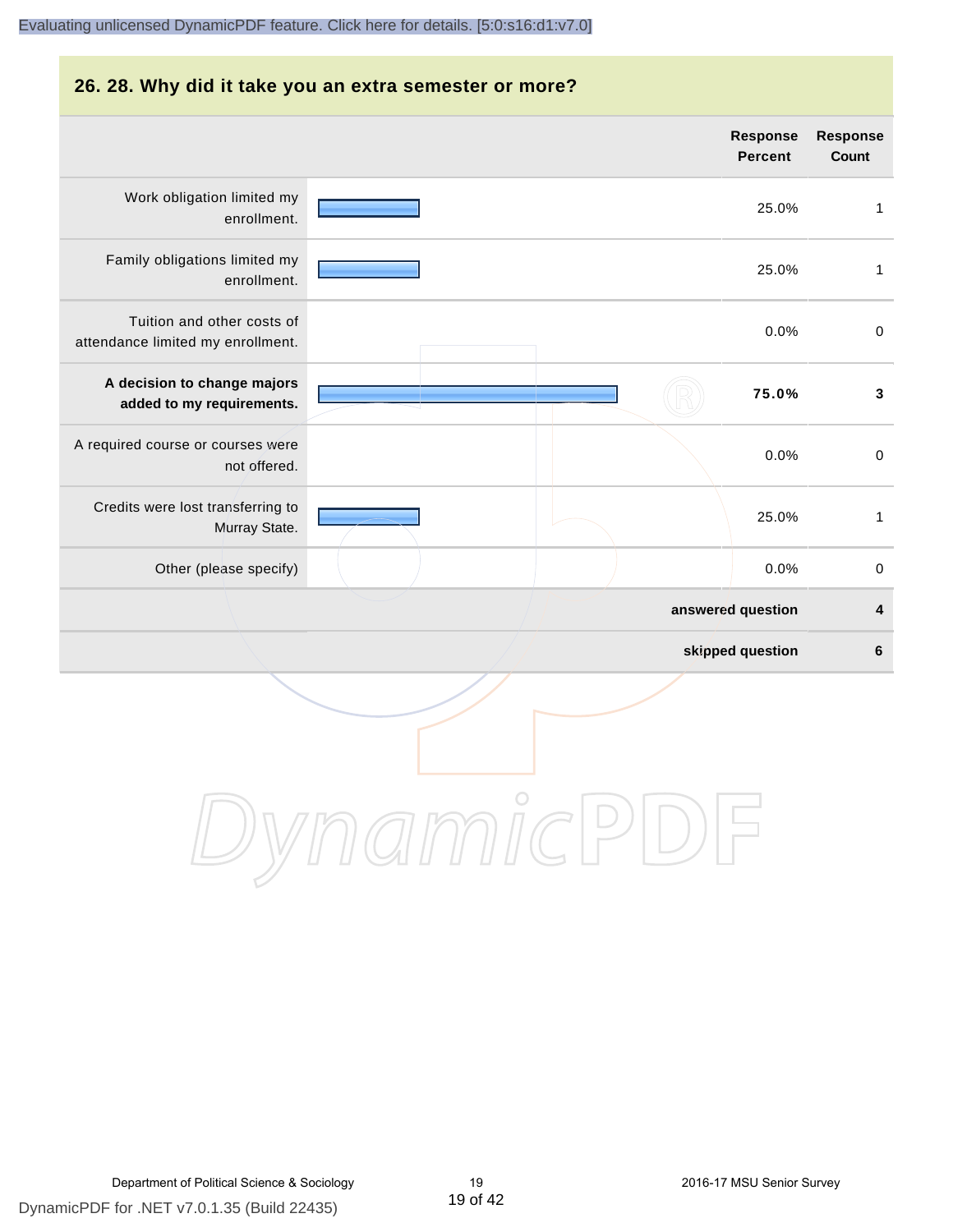## 26. 28. Why did it take you an extra semester or more?

| | Response Percent | Response Count |
|---|---|---|
| Work obligation limited my enrollment. | 25.0% | 1 |
| Family obligations limited my enrollment. | 25.0% | 1 |
| Tuition and other costs of attendance limited my enrollment. | 0.0% | 0 |
| **A decision to change majors added to my requirements.** | **75.0%** | **3** |
| A required course or courses were not offered. | 0.0% | 0 |
| Credits were lost transferring to Murray State. | 25.0% | 1 |
| Other (please specify) | 0.0% | 0 |
| | **answered question** | **4** |
| | **skipped question** | **6** |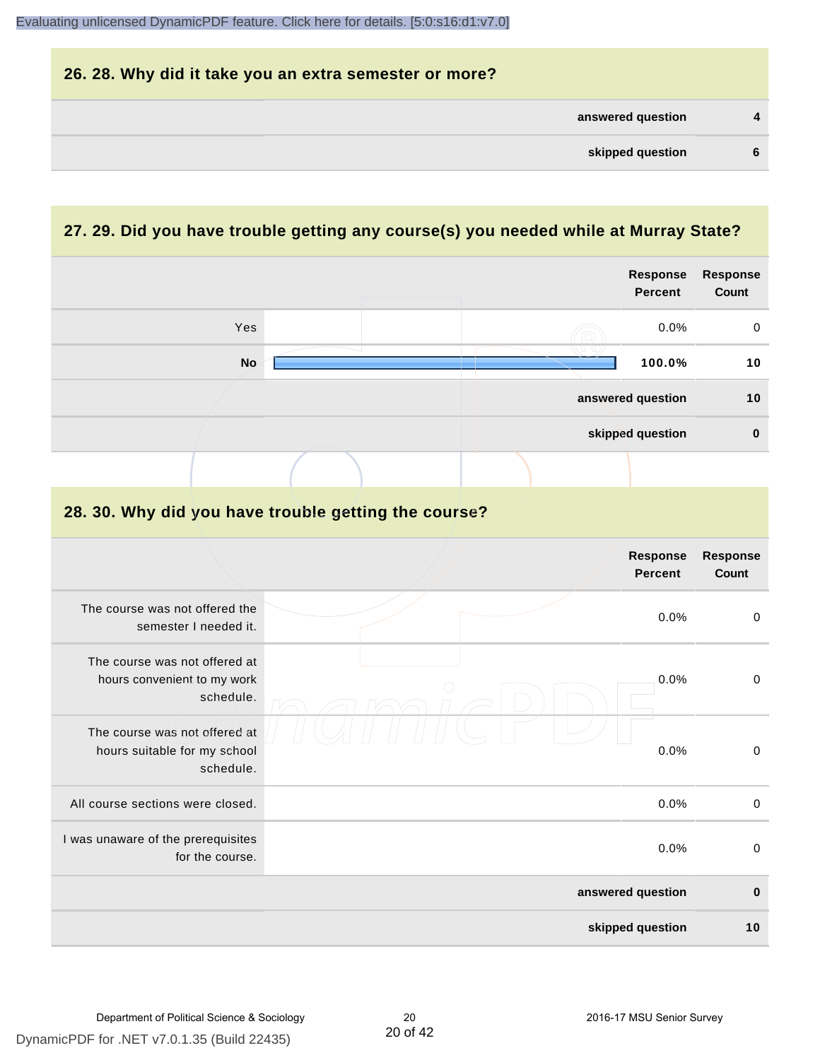## 26. 28. Why did it take you an extra semester or more?

| | |
|---|---|
| **answered question** | **4** |
| **skipped question** | **6** |

## 27. 29. Did you have trouble getting any course(s) you needed while at Murray State?

| | Response Percent | Response Count |
|---|---|---|
| Yes | 0.0% | 0 |
| **No** | **100.0%** | **10** |
| **answered question** | | **10** |
| **skipped question** | | **0** |

## 28. 30. Why did you have trouble getting the course?

| | Response Percent | Response Count |
|---|---|---|
| The course was not offered the semester I needed it. | 0.0% | 0 |
| The course was not offered at hours convenient to my work schedule. | 0.0% | 0 |
| The course was not offered at hours suitable for my school schedule. | 0.0% | 0 |
| All course sections were closed. | 0.0% | 0 |
| I was unaware of the prerequisites for the course. | 0.0% | 0 |
| **answered question** | | **0** |
| **skipped question** | | **10** |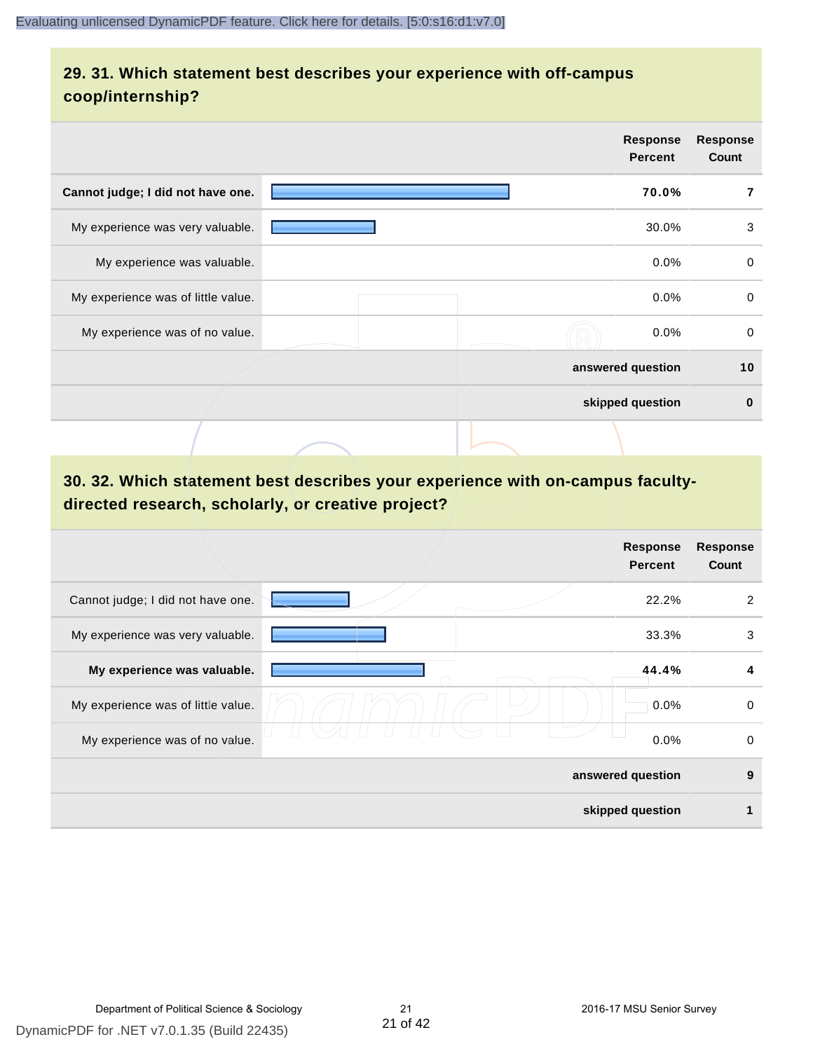## 29. 31. Which statement best describes your experience with off-campus coop/internship?

| | Response Percent | Response Count |
|---|---|---|
| **Cannot judge; I did not have one.** | **70.0%** | **7** |
| My experience was very valuable. | 30.0% | 3 |
| My experience was valuable. | 0.0% | 0 |
| My experience was of little value. | 0.0% | 0 |
| My experience was of no value. | 0.0% | 0 |
| | **answered question** | **10** |
| | **skipped question** | **0** |

## 30. 32. Which statement best describes your experience with on-campus faculty-directed research, scholarly, or creative project?

| | Response Percent | Response Count |
|---|---|---|
| Cannot judge; I did not have one. | 22.2% | 2 |
| My experience was very valuable. | 33.3% | 3 |
| **My experience was valuable.** | **44.4%** | **4** |
| My experience was of little value. | 0.0% | 0 |
| My experience was of no value. | 0.0% | 0 |
| | **answered question** | **9** |
| | **skipped question** | **1** |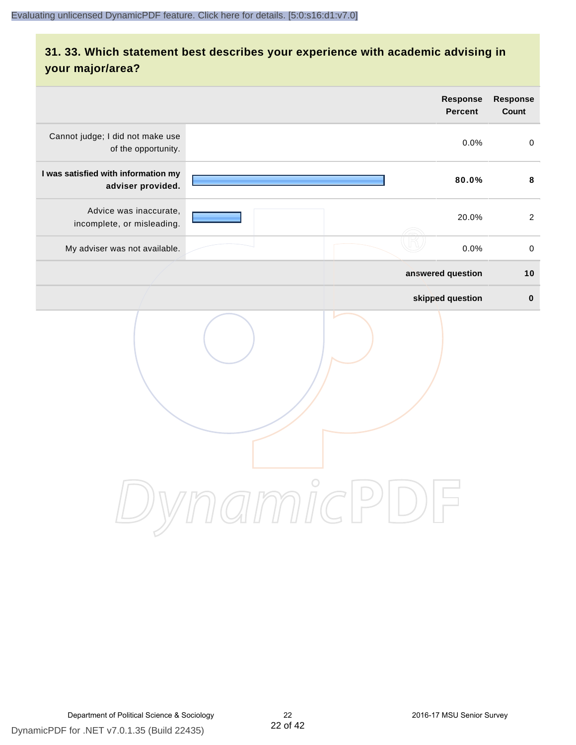## 31. 33. Which statement best describes your experience with academic advising in your major/area?

| | Response Percent | Response Count |
|---|---|---|
| Cannot judge; I did not make use of the opportunity. | 0.0% | 0 |
| **I was satisfied with information my adviser provided.** | **80.0%** | **8** |
| Advice was inaccurate, incomplete, or misleading. | 20.0% | 2 |
| My adviser was not available. | 0.0% | 0 |
| | **answered question** | **10** |
| | **skipped question** | **0** |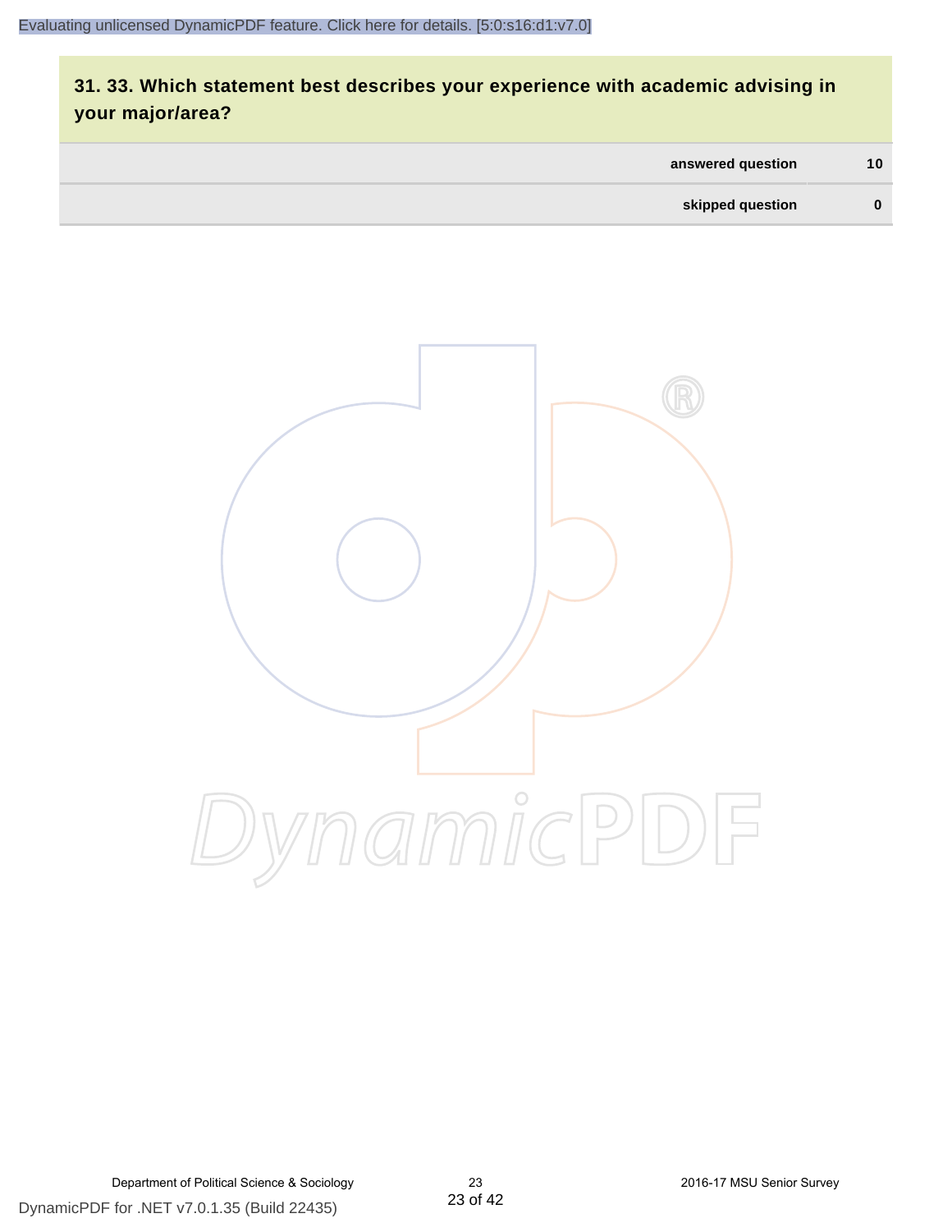## 31. 33. Which statement best describes your experience with academic advising in your major/area?

| | |
|---|---|
| answered question | 10 |
| skipped question | 0 |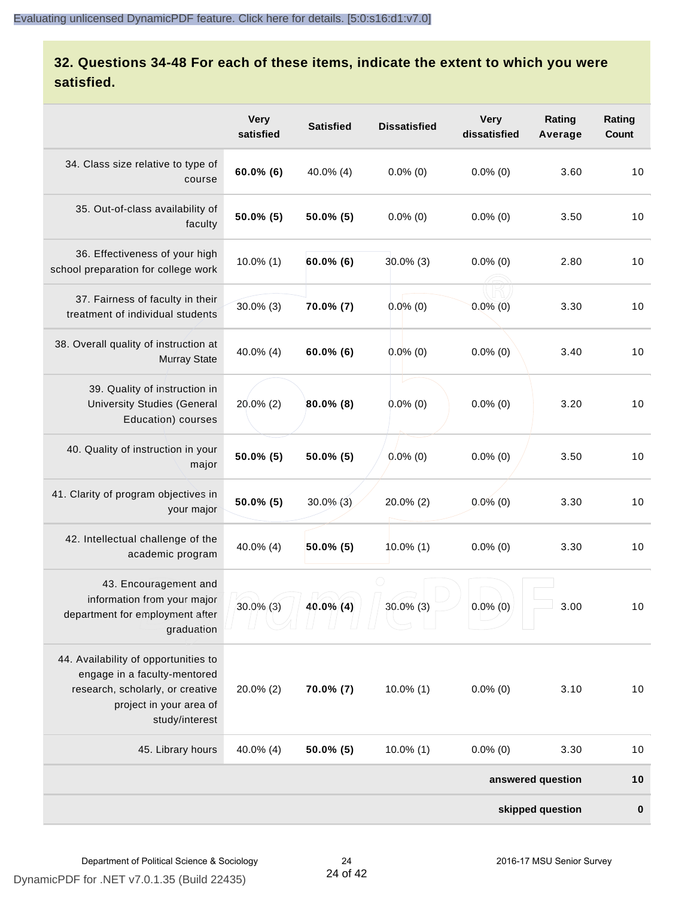## 32. Questions 34-48 For each of these items, indicate the extent to which you were satisfied.

| | Very satisfied | Satisfied | Dissatisfied | Very dissatisfied | Rating Average | Rating Count |
|---|---|---|---|---|---|---|
| 34. Class size relative to type of course | **60.0% (6)** | 40.0% (4) | 0.0% (0) | 0.0% (0) | 3.60 | 10 |
| 35. Out-of-class availability of faculty | **50.0% (5)** | **50.0% (5)** | 0.0% (0) | 0.0% (0) | 3.50 | 10 |
| 36. Effectiveness of your high school preparation for college work | 10.0% (1) | **60.0% (6)** | 30.0% (3) | 0.0% (0) | 2.80 | 10 |
| 37. Fairness of faculty in their treatment of individual students | 30.0% (3) | **70.0% (7)** | 0.0% (0) | 0.0% (0) | 3.30 | 10 |
| 38. Overall quality of instruction at Murray State | 40.0% (4) | **60.0% (6)** | 0.0% (0) | 0.0% (0) | 3.40 | 10 |
| 39. Quality of instruction in University Studies (General Education) courses | 20.0% (2) | **80.0% (8)** | 0.0% (0) | 0.0% (0) | 3.20 | 10 |
| 40. Quality of instruction in your major | **50.0% (5)** | **50.0% (5)** | 0.0% (0) | 0.0% (0) | 3.50 | 10 |
| 41. Clarity of program objectives in your major | **50.0% (5)** | 30.0% (3) | 20.0% (2) | 0.0% (0) | 3.30 | 10 |
| 42. Intellectual challenge of the academic program | 40.0% (4) | **50.0% (5)** | 10.0% (1) | 0.0% (0) | 3.30 | 10 |
| 43. Encouragement and information from your major department for employment after graduation | 30.0% (3) | **40.0% (4)** | 30.0% (3) | 0.0% (0) | 3.00 | 10 |
| 44. Availability of opportunities to engage in a faculty-mentored research, scholarly, or creative project in your area of study/interest | 20.0% (2) | **70.0% (7)** | 10.0% (1) | 0.0% (0) | 3.10 | 10 |
| 45. Library hours | 40.0% (4) | **50.0% (5)** | 10.0% (1) | 0.0% (0) | 3.30 | 10 |
| | | | | | **answered question** | **10** |
| | | | | | **skipped question** | **0** |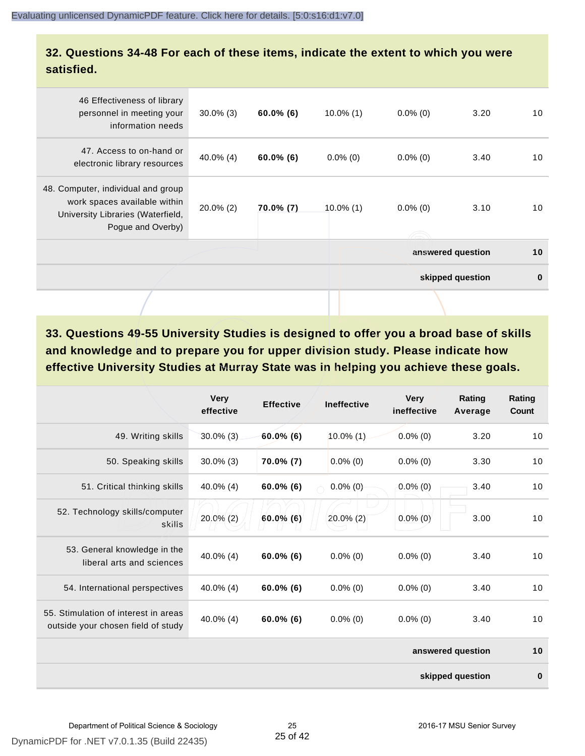## 32. Questions 34-48 For each of these items, indicate the extent to which you were satisfied.

| | | | | | | |
|---|---|---|---|---|---|---|
| 46 Effectiveness of library personnel in meeting your information needs | 30.0% (3) | **60.0% (6)** | 10.0% (1) | 0.0% (0) | 3.20 | 10 |
| 47. Access to on-hand or electronic library resources | 40.0% (4) | **60.0% (6)** | 0.0% (0) | 0.0% (0) | 3.40 | 10 |
| 48. Computer, individual and group work spaces available within University Libraries (Waterfield, Pogue and Overby) | 20.0% (2) | **70.0% (7)** | 10.0% (1) | 0.0% (0) | 3.10 | 10 |
| | | | | | **answered question** | **10** |
| | | | | | **skipped question** | **0** |

## 33. Questions 49-55 University Studies is designed to offer you a broad base of skills and knowledge and to prepare you for upper division study. Please indicate how effective University Studies at Murray State was in helping you achieve these goals.

| | Very effective | Effective | Ineffective | Very ineffective | Rating Average | Rating Count |
|---|---|---|---|---|---|---|
| 49. Writing skills | 30.0% (3) | **60.0% (6)** | 10.0% (1) | 0.0% (0) | 3.20 | 10 |
| 50. Speaking skills | 30.0% (3) | **70.0% (7)** | 0.0% (0) | 0.0% (0) | 3.30 | 10 |
| 51. Critical thinking skills | 40.0% (4) | **60.0% (6)** | 0.0% (0) | 0.0% (0) | 3.40 | 10 |
| 52. Technology skills/computer skills | 20.0% (2) | **60.0% (6)** | 20.0% (2) | 0.0% (0) | 3.00 | 10 |
| 53. General knowledge in the liberal arts and sciences | 40.0% (4) | **60.0% (6)** | 0.0% (0) | 0.0% (0) | 3.40 | 10 |
| 54. International perspectives | 40.0% (4) | **60.0% (6)** | 0.0% (0) | 0.0% (0) | 3.40 | 10 |
| 55. Stimulation of interest in areas outside your chosen field of study | 40.0% (4) | **60.0% (6)** | 0.0% (0) | 0.0% (0) | 3.40 | 10 |
| | | | | | **answered question** | **10** |
| | | | | | **skipped question** | **0** |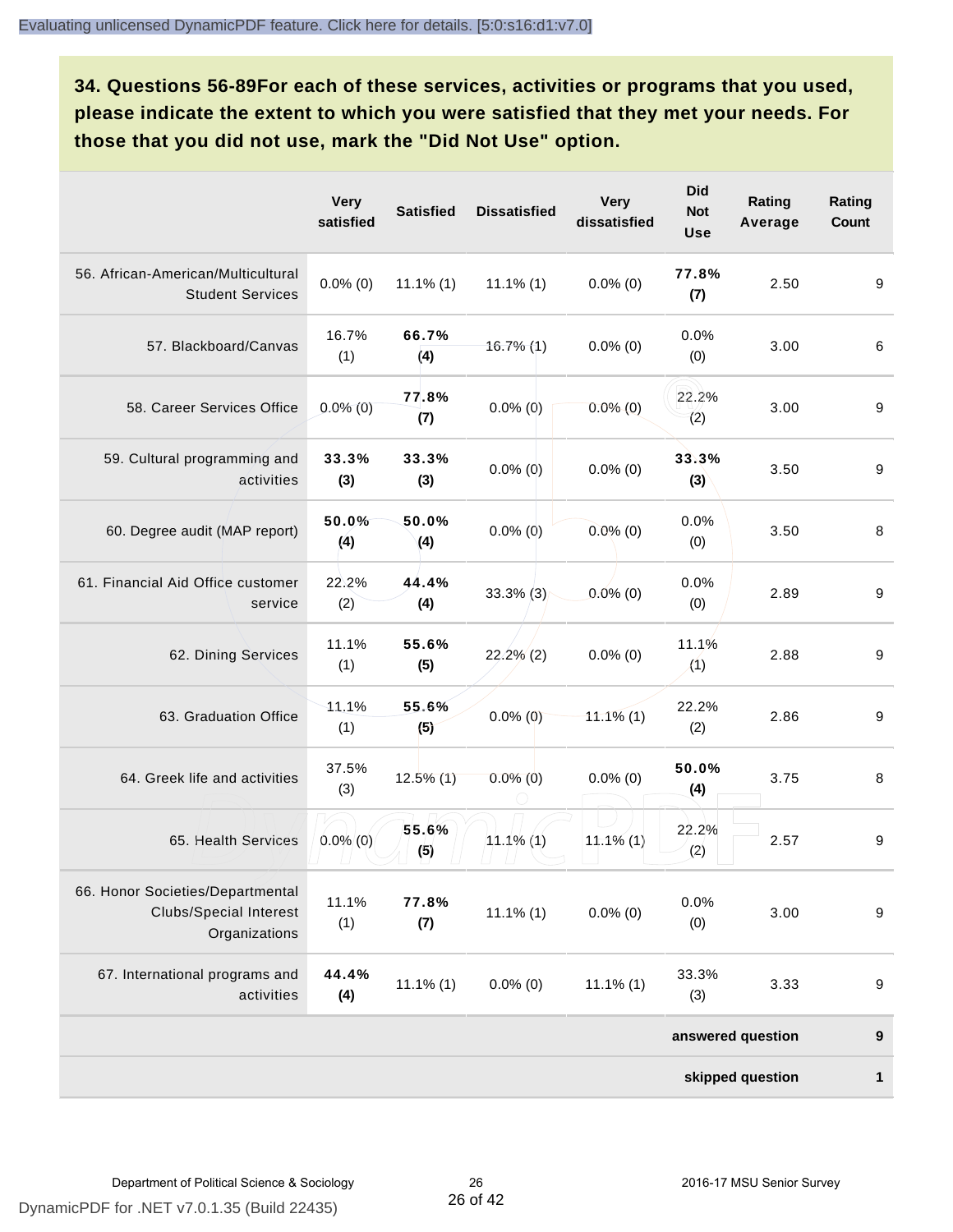## 34. Questions 56-89For each of these services, activities or programs that you used, please indicate the extent to which you were satisfied that they met your needs. For those that you did not use, mark the "Did Not Use" option.

| | Very satisfied | Satisfied | Dissatisfied | Very dissatisfied | Did Not Use | Rating Average | Rating Count |
|---|---|---|---|---|---|---|---|
| 56. African-American/Multicultural Student Services | 0.0% (0) | 11.1% (1) | 11.1% (1) | 0.0% (0) | **77.8% (7)** | 2.50 | 9 |
| 57. Blackboard/Canvas | 16.7% (1) | **66.7% (4)** | 16.7% (1) | 0.0% (0) | 0.0% (0) | 3.00 | 6 |
| 58. Career Services Office | 0.0% (0) | **77.8% (7)** | 0.0% (0) | 0.0% (0) | 22.2% (2) | 3.00 | 9 |
| 59. Cultural programming and activities | **33.3% (3)** | **33.3% (3)** | 0.0% (0) | 0.0% (0) | **33.3% (3)** | 3.50 | 9 |
| 60. Degree audit (MAP report) | **50.0% (4)** | **50.0% (4)** | 0.0% (0) | 0.0% (0) | 0.0% (0) | 3.50 | 8 |
| 61. Financial Aid Office customer service | 22.2% (2) | **44.4% (4)** | 33.3% (3) | 0.0% (0) | 0.0% (0) | 2.89 | 9 |
| 62. Dining Services | 11.1% (1) | **55.6% (5)** | 22.2% (2) | 0.0% (0) | 11.1% (1) | 2.88 | 9 |
| 63. Graduation Office | 11.1% (1) | **55.6% (5)** | 0.0% (0) | 11.1% (1) | 22.2% (2) | 2.86 | 9 |
| 64. Greek life and activities | 37.5% (3) | 12.5% (1) | 0.0% (0) | 0.0% (0) | **50.0% (4)** | 3.75 | 8 |
| 65. Health Services | 0.0% (0) | **55.6% (5)** | 11.1% (1) | 11.1% (1) | 22.2% (2) | 2.57 | 9 |
| 66. Honor Societies/Departmental Clubs/Special Interest Organizations | 11.1% (1) | **77.8% (7)** | 11.1% (1) | 0.0% (0) | 0.0% (0) | 3.00 | 9 |
| 67. International programs and activities | **44.4% (4)** | 11.1% (1) | 0.0% (0) | 11.1% (1) | 33.3% (3) | 3.33 | 9 |
| | | | | | | **answered question** | **9** |
| | | | | | | **skipped question** | **1** |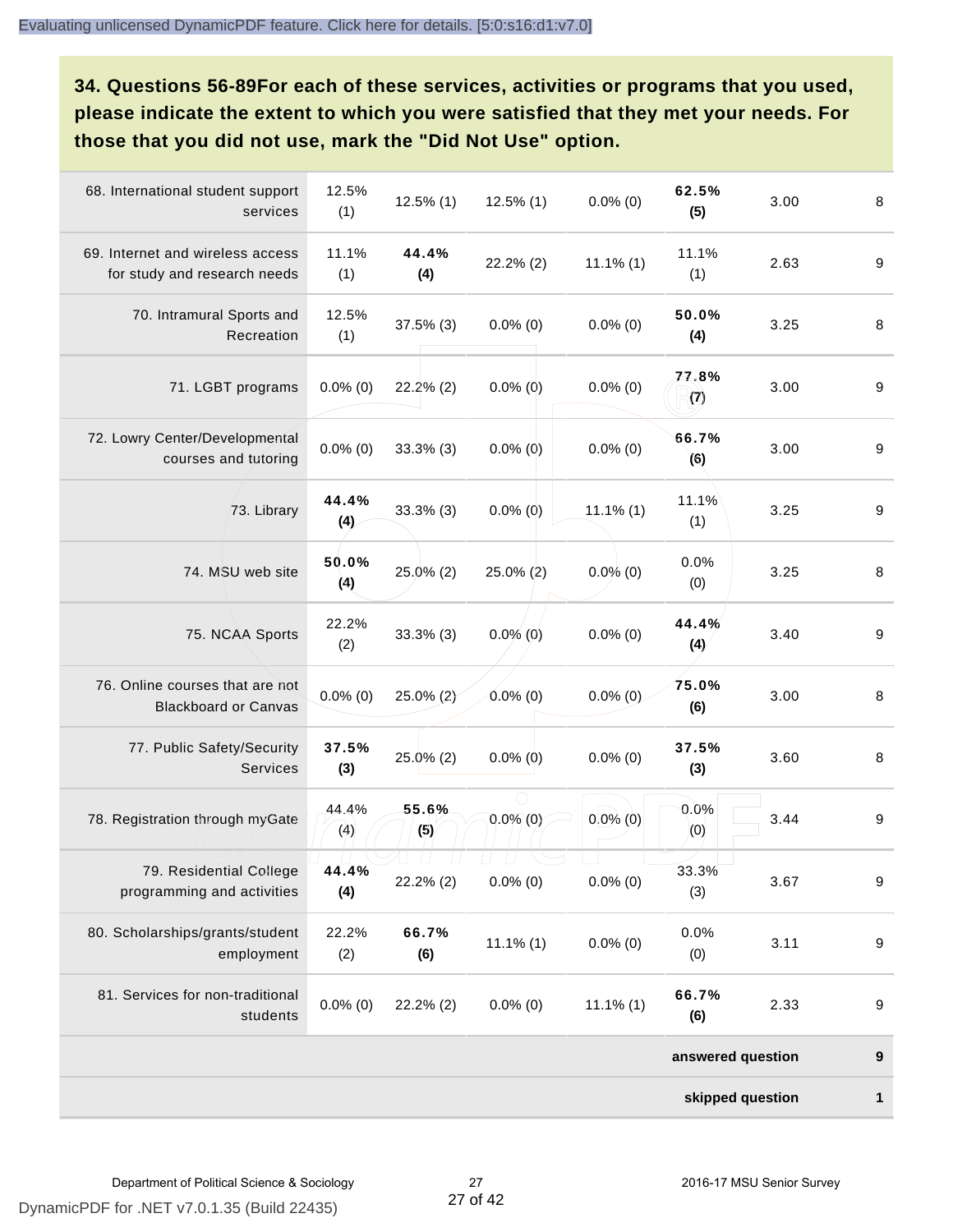**34. Questions 56-89For each of these services, activities or programs that you used, please indicate the extent to which you were satisfied that they met your needs. For those that you did not use, mark the "Did Not Use" option.**

| | | | | | | | |
|---|---|---|---|---|---|---|---|
| 68. International student support services | 12.5% (1) | 12.5% (1) | 12.5% (1) | 0.0% (0) | **62.5% (5)** | 3.00 | 8 |
| 69. Internet and wireless access for study and research needs | 11.1% (1) | **44.4% (4)** | 22.2% (2) | 11.1% (1) | 11.1% (1) | 2.63 | 9 |
| 70. Intramural Sports and Recreation | 12.5% (1) | 37.5% (3) | 0.0% (0) | 0.0% (0) | **50.0% (4)** | 3.25 | 8 |
| 71. LGBT programs | 0.0% (0) | 22.2% (2) | 0.0% (0) | 0.0% (0) | **77.8% (7)** | 3.00 | 9 |
| 72. Lowry Center/Developmental courses and tutoring | 0.0% (0) | 33.3% (3) | 0.0% (0) | 0.0% (0) | **66.7% (6)** | 3.00 | 9 |
| 73. Library | **44.4% (4)** | 33.3% (3) | 0.0% (0) | 11.1% (1) | 11.1% (1) | 3.25 | 9 |
| 74. MSU web site | **50.0% (4)** | 25.0% (2) | 25.0% (2) | 0.0% (0) | 0.0% (0) | 3.25 | 8 |
| 75. NCAA Sports | 22.2% (2) | 33.3% (3) | 0.0% (0) | 0.0% (0) | **44.4% (4)** | 3.40 | 9 |
| 76. Online courses that are not Blackboard or Canvas | 0.0% (0) | 25.0% (2) | 0.0% (0) | 0.0% (0) | **75.0% (6)** | 3.00 | 8 |
| 77. Public Safety/Security Services | **37.5% (3)** | 25.0% (2) | 0.0% (0) | 0.0% (0) | **37.5% (3)** | 3.60 | 8 |
| 78. Registration through myGate | 44.4% (4) | **55.6% (5)** | 0.0% (0) | 0.0% (0) | 0.0% (0) | 3.44 | 9 |
| 79. Residential College programming and activities | **44.4% (4)** | 22.2% (2) | 0.0% (0) | 0.0% (0) | 33.3% (3) | 3.67 | 9 |
| 80. Scholarships/grants/student employment | 22.2% (2) | **66.7% (6)** | 11.1% (1) | 0.0% (0) | 0.0% (0) | 3.11 | 9 |
| 81. Services for non-traditional students | 0.0% (0) | 22.2% (2) | 0.0% (0) | 11.1% (1) | **66.7% (6)** | 2.33 | 9 |
| | | | | | | **answered question** | **9** |
| | | | | | | **skipped question** | **1** |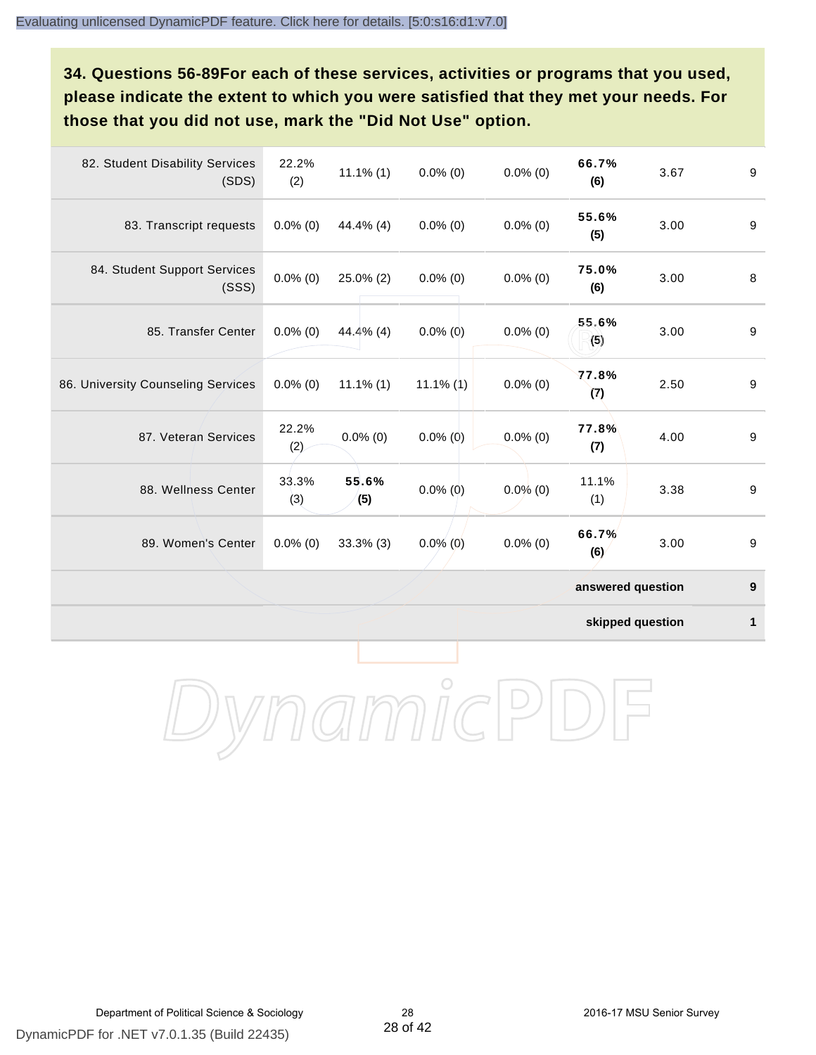**34. Questions 56-89For each of these services, activities or programs that you used, please indicate the extent to which you were satisfied that they met your needs. For those that you did not use, mark the "Did Not Use" option.**

| | | | | | | | |
|---|---|---|---|---|---|---|---|
| 82. Student Disability Services (SDS) | 22.2% (2) | 11.1% (1) | 0.0% (0) | 0.0% (0) | **66.7% (6)** | 3.67 | 9 |
| 83. Transcript requests | 0.0% (0) | 44.4% (4) | 0.0% (0) | 0.0% (0) | **55.6% (5)** | 3.00 | 9 |
| 84. Student Support Services (SSS) | 0.0% (0) | 25.0% (2) | 0.0% (0) | 0.0% (0) | **75.0% (6)** | 3.00 | 8 |
| 85. Transfer Center | 0.0% (0) | 44.4% (4) | 0.0% (0) | 0.0% (0) | **55.6% (5)** | 3.00 | 9 |
| 86. University Counseling Services | 0.0% (0) | 11.1% (1) | 11.1% (1) | 0.0% (0) | **77.8% (7)** | 2.50 | 9 |
| 87. Veteran Services | 22.2% (2) | 0.0% (0) | 0.0% (0) | 0.0% (0) | **77.8% (7)** | 4.00 | 9 |
| 88. Wellness Center | 33.3% (3) | **55.6% (5)** | 0.0% (0) | 0.0% (0) | 11.1% (1) | 3.38 | 9 |
| 89. Women's Center | 0.0% (0) | 33.3% (3) | 0.0% (0) | 0.0% (0) | **66.7% (6)** | 3.00 | 9 |
| | | | | | | **answered question** | **9** |
| | | | | | | **skipped question** | **1** |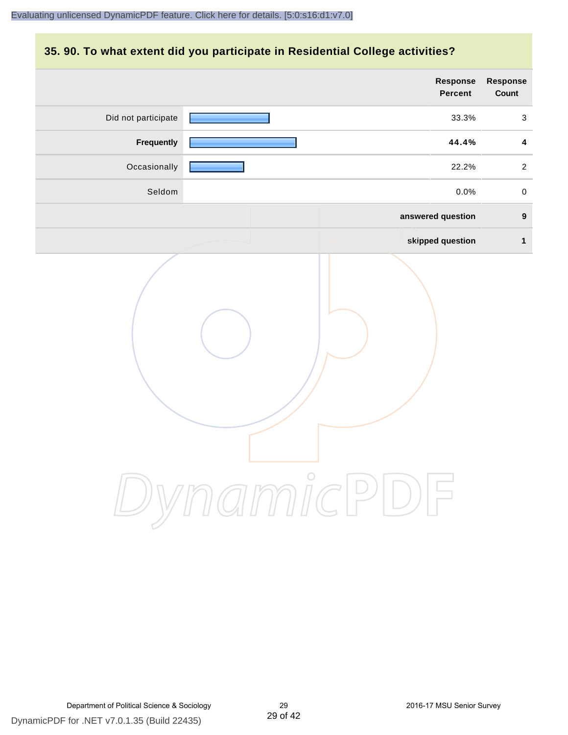## 35. 90. To what extent did you participate in Residential College activities?

| | Response Percent | Response Count |
|---|---|---|
| Did not participate | 33.3% | 3 |
| **Frequently** | **44.4%** | **4** |
| Occasionally | 22.2% | 2 |
| Seldom | 0.0% | 0 |
| | **answered question** | **9** |
| | **skipped question** | **1** |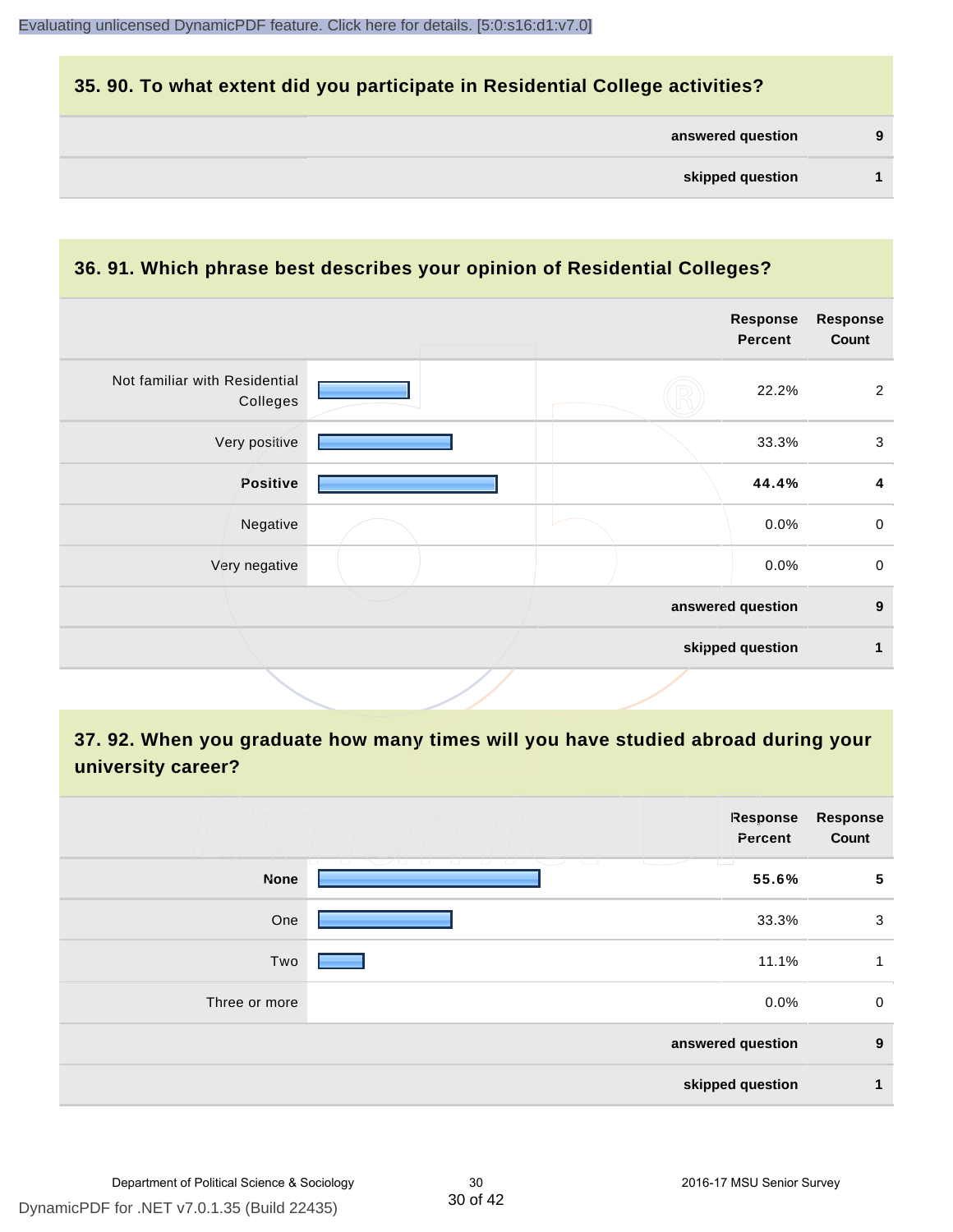## 35. 90. To what extent did you participate in Residential College activities?

| | |
|---|---|
| **answered question** | **9** |
| **skipped question** | **1** |

## 36. 91. Which phrase best describes your opinion of Residential Colleges?

| | Response Percent | Response Count |
|---|---|---|
| Not familiar with Residential Colleges | 22.2% | 2 |
| Very positive | 33.3% | 3 |
| **Positive** | **44.4%** | **4** |
| Negative | 0.0% | 0 |
| Very negative | 0.0% | 0 |
| **answered question** | | **9** |
| **skipped question** | | **1** |

## 37. 92. When you graduate how many times will you have studied abroad during your university career?

| | Response Percent | Response Count |
|---|---|---|
| **None** | **55.6%** | **5** |
| One | 33.3% | 3 |
| Two | 11.1% | 1 |
| Three or more | 0.0% | 0 |
| **answered question** | | **9** |
| **skipped question** | | **1** |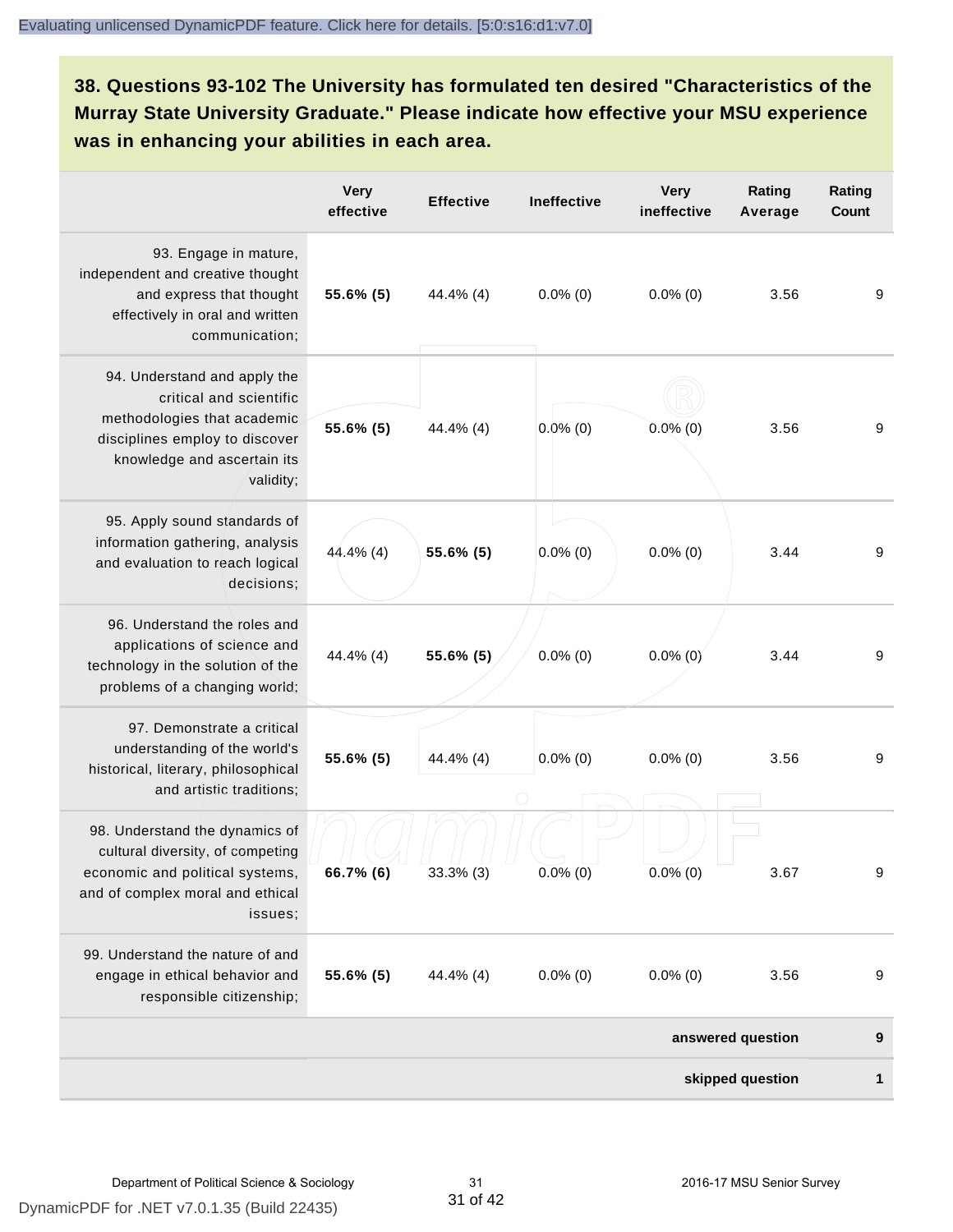**38. Questions 93-102 The University has formulated ten desired "Characteristics of the Murray State University Graduate." Please indicate how effective your MSU experience was in enhancing your abilities in each area.**

| | Very effective | Effective | Ineffective | Very ineffective | Rating Average | Rating Count |
|---|---|---|---|---|---|---|
| 93. Engage in mature, independent and creative thought and express that thought effectively in oral and written communication; | **55.6% (5)** | 44.4% (4) | 0.0% (0) | 0.0% (0) | 3.56 | 9 |
| 94. Understand and apply the critical and scientific methodologies that academic disciplines employ to discover knowledge and ascertain its validity; | **55.6% (5)** | 44.4% (4) | 0.0% (0) | 0.0% (0) | 3.56 | 9 |
| 95. Apply sound standards of information gathering, analysis and evaluation to reach logical decisions; | 44.4% (4) | **55.6% (5)** | 0.0% (0) | 0.0% (0) | 3.44 | 9 |
| 96. Understand the roles and applications of science and technology in the solution of the problems of a changing world; | 44.4% (4) | **55.6% (5)** | 0.0% (0) | 0.0% (0) | 3.44 | 9 |
| 97. Demonstrate a critical understanding of the world's historical, literary, philosophical and artistic traditions; | **55.6% (5)** | 44.4% (4) | 0.0% (0) | 0.0% (0) | 3.56 | 9 |
| 98. Understand the dynamics of cultural diversity, of competing economic and political systems, and of complex moral and ethical issues; | **66.7% (6)** | 33.3% (3) | 0.0% (0) | 0.0% (0) | 3.67 | 9 |
| 99. Understand the nature of and engage in ethical behavior and responsible citizenship; | **55.6% (5)** | 44.4% (4) | 0.0% (0) | 0.0% (0) | 3.56 | 9 |
| | | | | | **answered question** | **9** |
| | | | | | **skipped question** | **1** |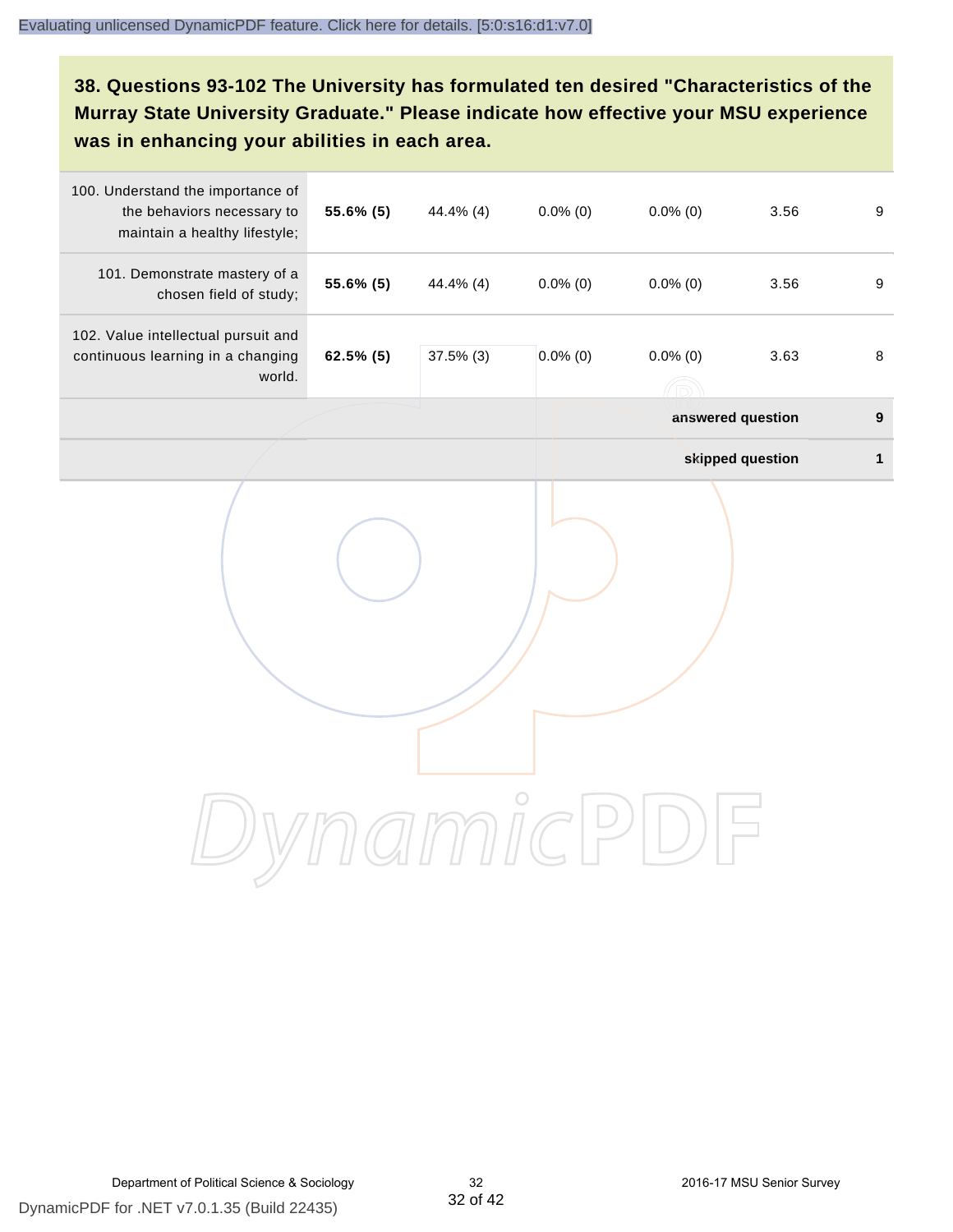### 38. Questions 93-102 The University has formulated ten desired "Characteristics of the Murray State University Graduate." Please indicate how effective your MSU experience was in enhancing your abilities in each area.

| | | | | | | |
|---|---|---|---|---|---|---|
| 100. Understand the importance of the behaviors necessary to maintain a healthy lifestyle; | **55.6% (5)** | 44.4% (4) | 0.0% (0) | 0.0% (0) | 3.56 | 9 |
| 101. Demonstrate mastery of a chosen field of study; | **55.6% (5)** | 44.4% (4) | 0.0% (0) | 0.0% (0) | 3.56 | 9 |
| 102. Value intellectual pursuit and continuous learning in a changing world. | **62.5% (5)** | 37.5% (3) | 0.0% (0) | 0.0% (0) | 3.63 | 8 |
| | | | | | **answered question** | **9** |
| | | | | | **skipped question** | **1** |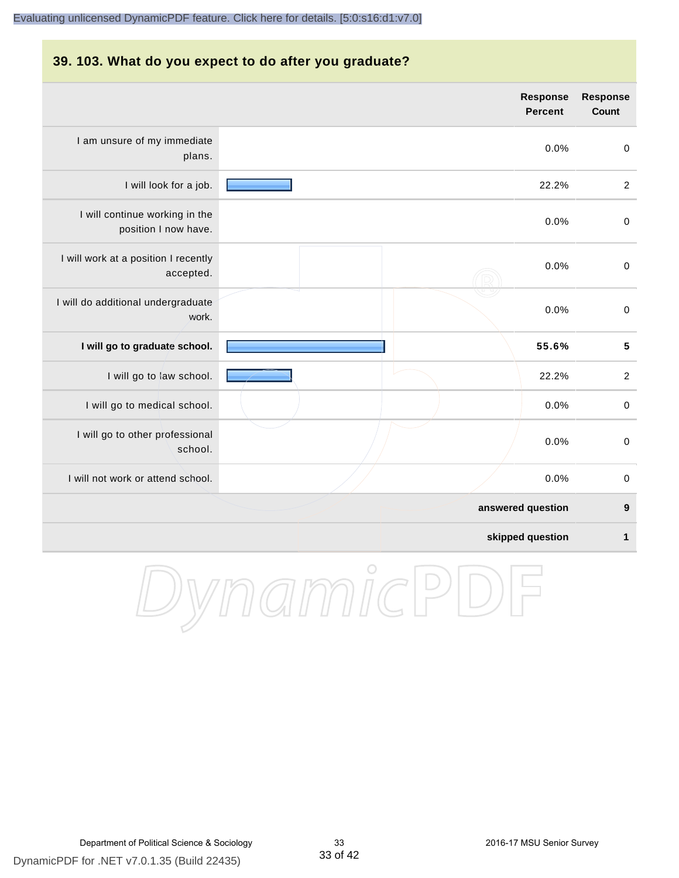## 39. 103. What do you expect to do after you graduate?

| | Response Percent | Response Count |
|---|---|---|
| I am unsure of my immediate plans. | 0.0% | 0 |
| I will look for a job. | 22.2% | 2 |
| I will continue working in the position I now have. | 0.0% | 0 |
| I will work at a position I recently accepted. | 0.0% | 0 |
| I will do additional undergraduate work. | 0.0% | 0 |
| **I will go to graduate school.** | **55.6%** | **5** |
| I will go to law school. | 22.2% | 2 |
| I will go to medical school. | 0.0% | 0 |
| I will go to other professional school. | 0.0% | 0 |
| I will not work or attend school. | 0.0% | 0 |
| | **answered question** | **9** |
| | **skipped question** | **1** |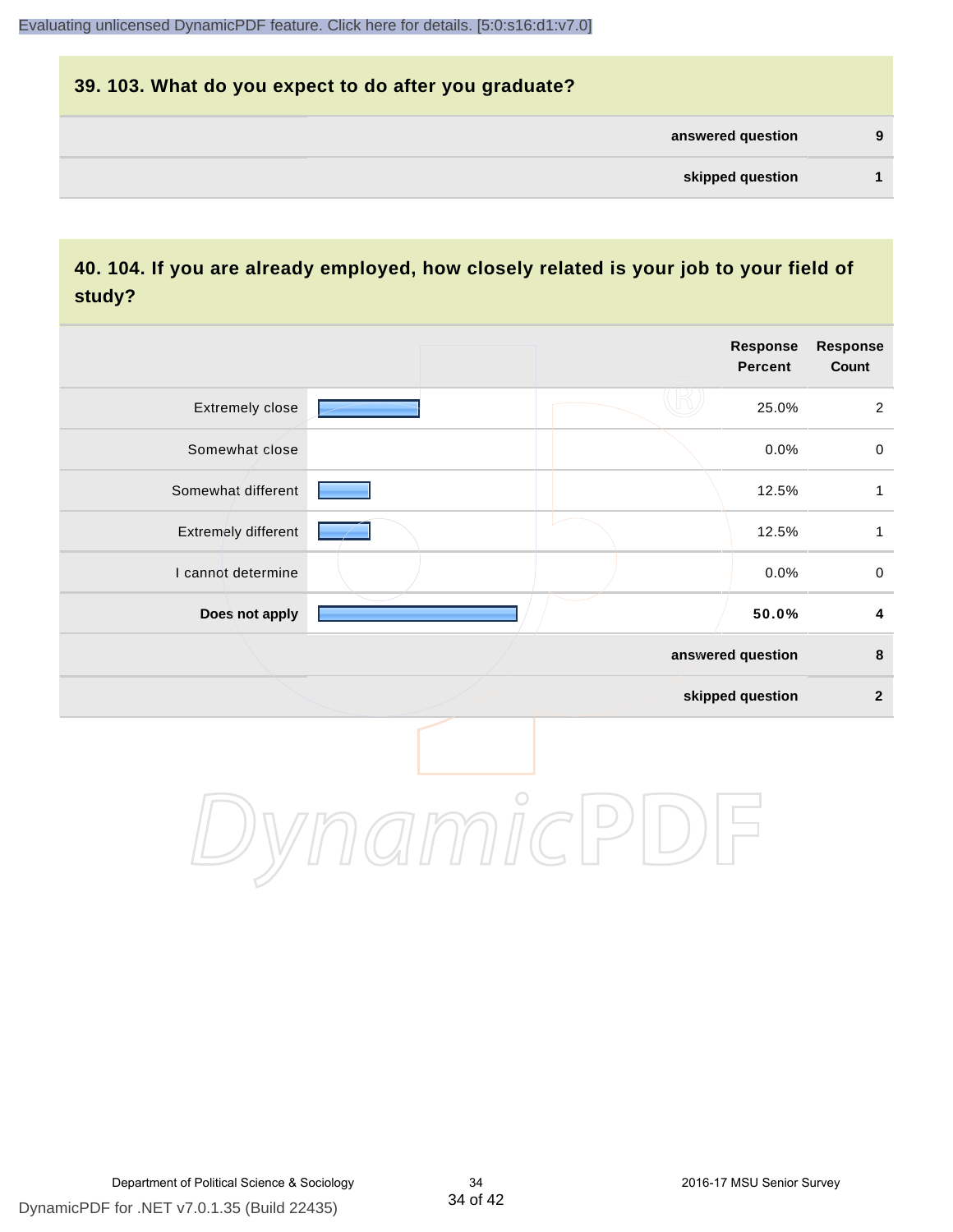## 39. 103. What do you expect to do after you graduate?

| | |
|---|---|
| answered question | 9 |
| skipped question | 1 |

## 40. 104. If you are already employed, how closely related is your job to your field of study?

| | Response Percent | Response Count |
|---|---|---|
| Extremely close | 25.0% | 2 |
| Somewhat close | 0.0% | 0 |
| Somewhat different | 12.5% | 1 |
| Extremely different | 12.5% | 1 |
| I cannot determine | 0.0% | 0 |
| **Does not apply** | **50.0%** | **4** |
| answered question | | 8 |
| skipped question | | 2 |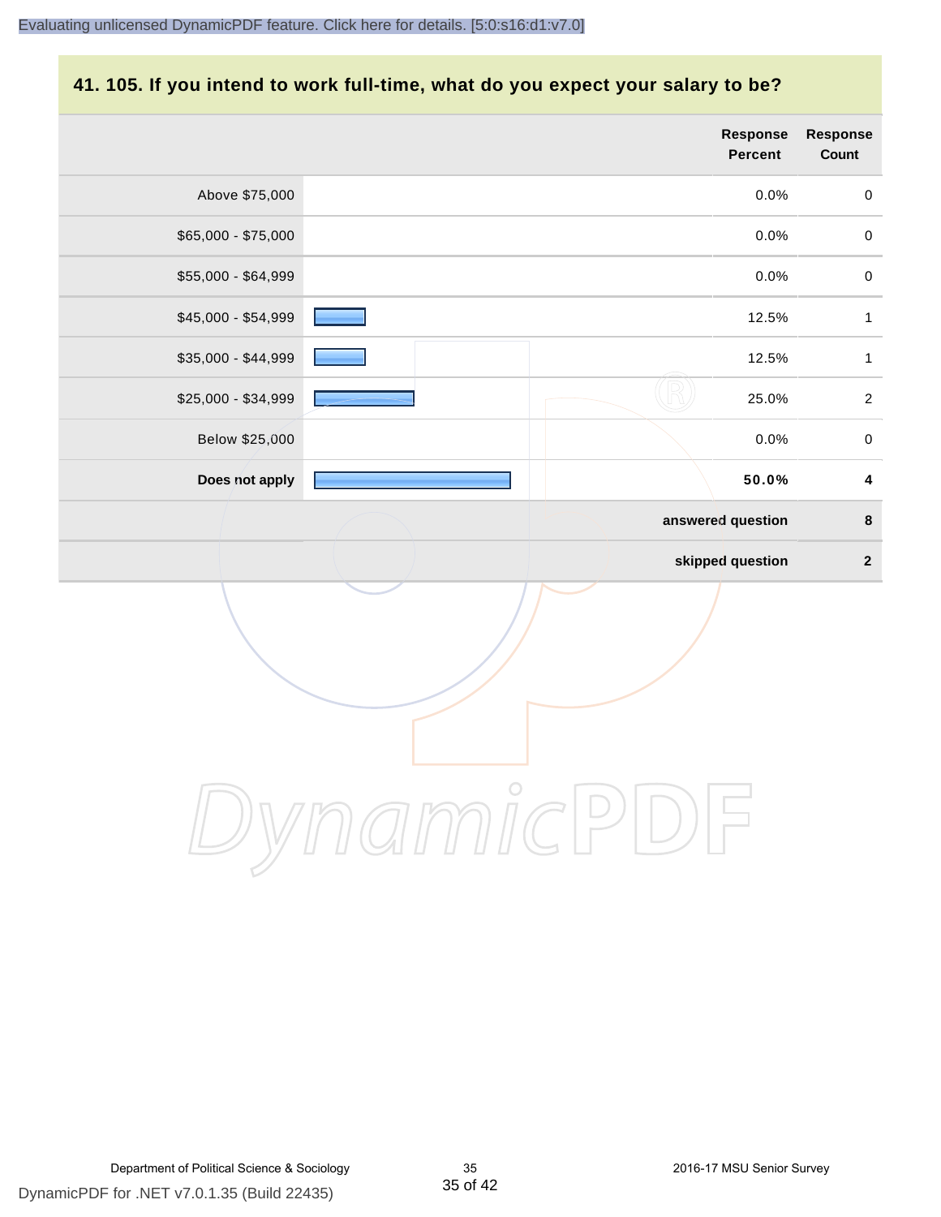## 41. 105. If you intend to work full-time, what do you expect your salary to be?

| | Response Percent | Response Count |
|---|---|---|
| Above $75,000 | 0.0% | 0 |
| $65,000 - $75,000 | 0.0% | 0 |
| $55,000 - $64,999 | 0.0% | 0 |
| $45,000 - $54,999 | 12.5% | 1 |
| $35,000 - $44,999 | 12.5% | 1 |
| $25,000 - $34,999 | 25.0% | 2 |
| Below $25,000 | 0.0% | 0 |
| **Does not apply** | **50.0%** | **4** |
| | **answered question** | **8** |
| | **skipped question** | **2** |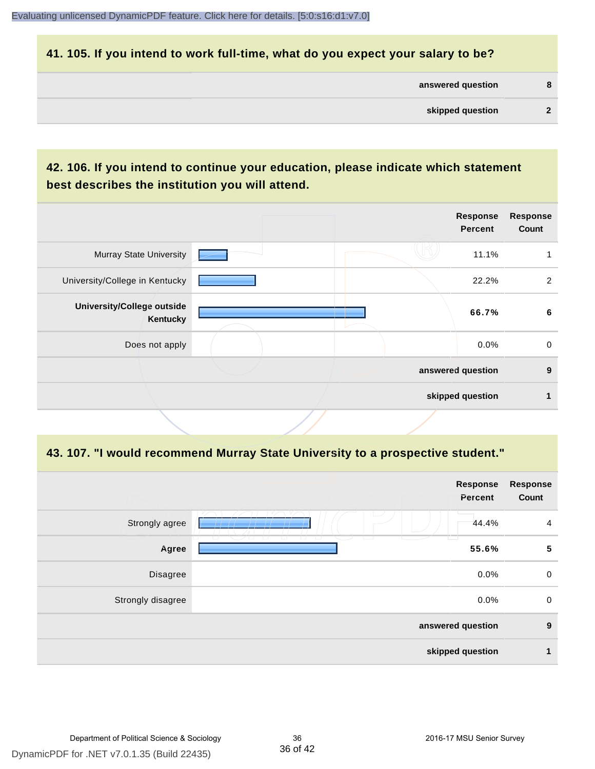## 41. 105. If you intend to work full-time, what do you expect your salary to be?

| | |
|---|---|
| **answered question** | **8** |
| **skipped question** | **2** |

## 42. 106. If you intend to continue your education, please indicate which statement best describes the institution you will attend.

| | Response Percent | Response Count |
|---|---|---|
| Murray State University | 11.1% | 1 |
| University/College in Kentucky | 22.2% | 2 |
| **University/College outside Kentucky** | **66.7%** | **6** |
| Does not apply | 0.0% | 0 |
| **answered question** | | **9** |
| **skipped question** | | **1** |

## 43. 107. "I would recommend Murray State University to a prospective student."

| | Response Percent | Response Count |
|---|---|---|
| Strongly agree | 44.4% | 4 |
| **Agree** | **55.6%** | **5** |
| Disagree | 0.0% | 0 |
| Strongly disagree | 0.0% | 0 |
| **answered question** | | **9** |
| **skipped question** | | **1** |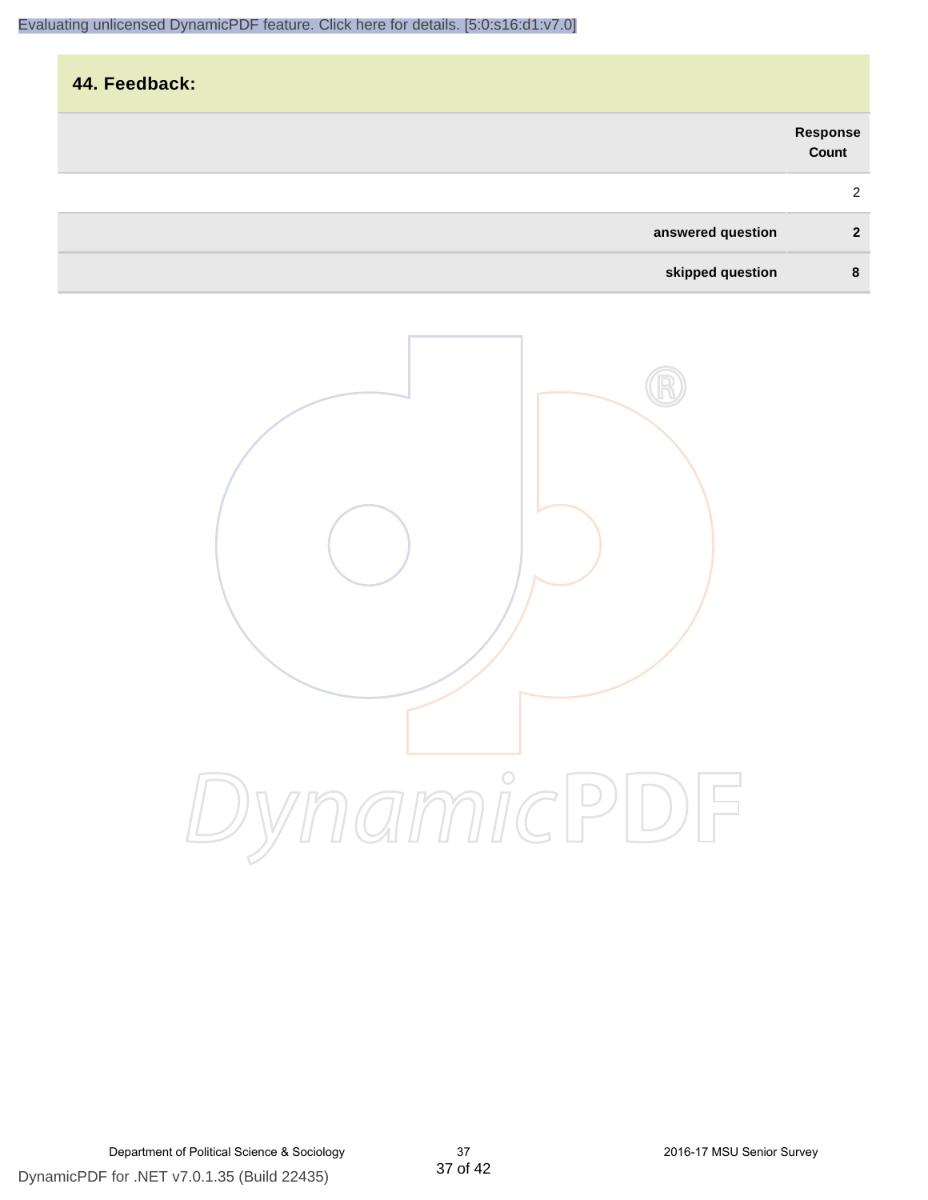## 44. Feedback:

| | Response Count |
|---|---|
| | 2 |
| **answered question** | **2** |
| **skipped question** | **8** |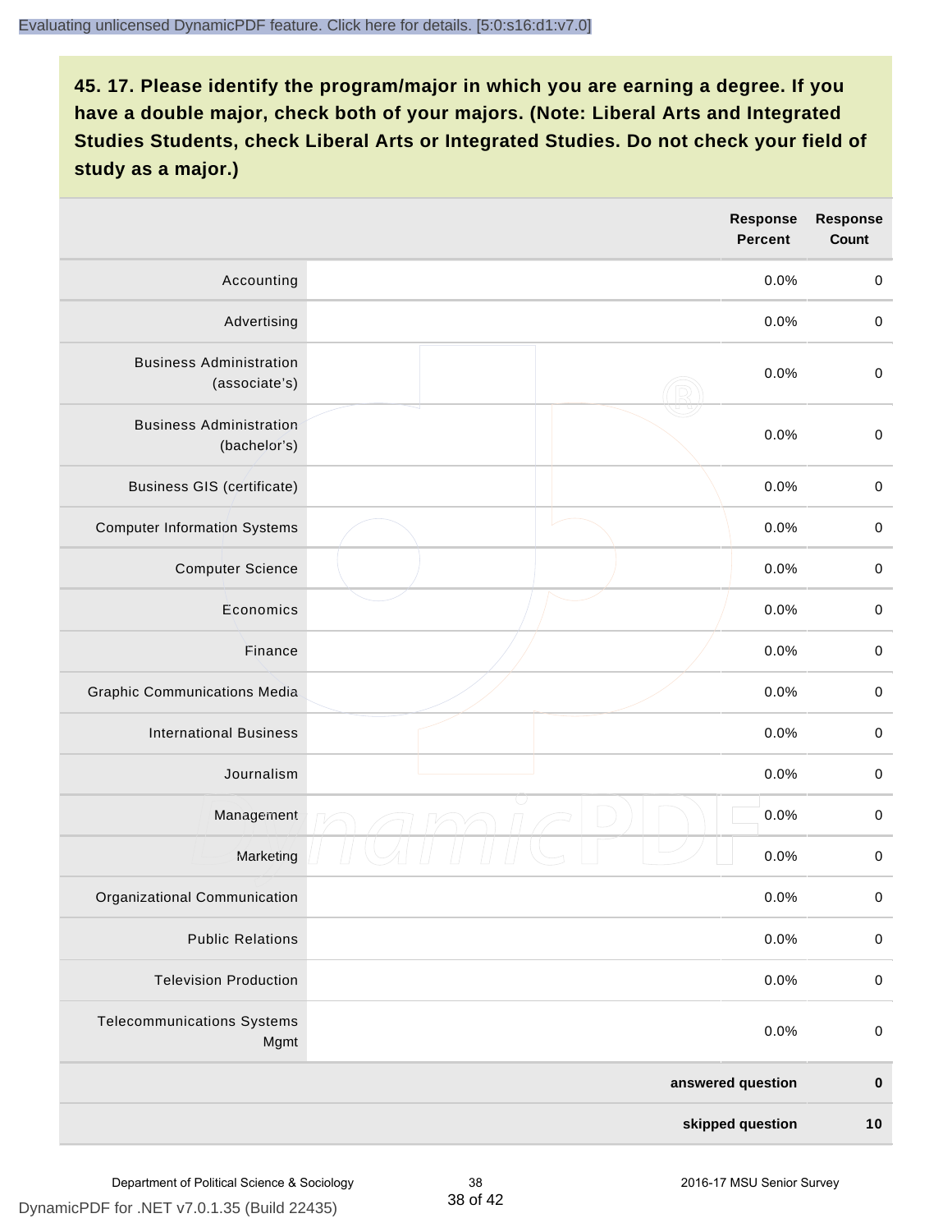**45. 17. Please identify the program/major in which you are earning a degree. If you have a double major, check both of your majors. (Note: Liberal Arts and Integrated Studies Students, check Liberal Arts or Integrated Studies. Do not check your field of study as a major.)**

| | | Response Percent | Response Count |
|---|---|---|---|
| Accounting | | 0.0% | 0 |
| Advertising | | 0.0% | 0 |
| Business Administration (associate's) | | 0.0% | 0 |
| Business Administration (bachelor's) | | 0.0% | 0 |
| Business GIS (certificate) | | 0.0% | 0 |
| Computer Information Systems | | 0.0% | 0 |
| Computer Science | | 0.0% | 0 |
| Economics | | 0.0% | 0 |
| Finance | | 0.0% | 0 |
| Graphic Communications Media | | 0.0% | 0 |
| International Business | | 0.0% | 0 |
| Journalism | | 0.0% | 0 |
| Management | | 0.0% | 0 |
| Marketing | | 0.0% | 0 |
| Organizational Communication | | 0.0% | 0 |
| Public Relations | | 0.0% | 0 |
| Television Production | | 0.0% | 0 |
| Telecommunications Systems Mgmt | | 0.0% | 0 |
| | | **answered question** | **0** |
| | | **skipped question** | **10** |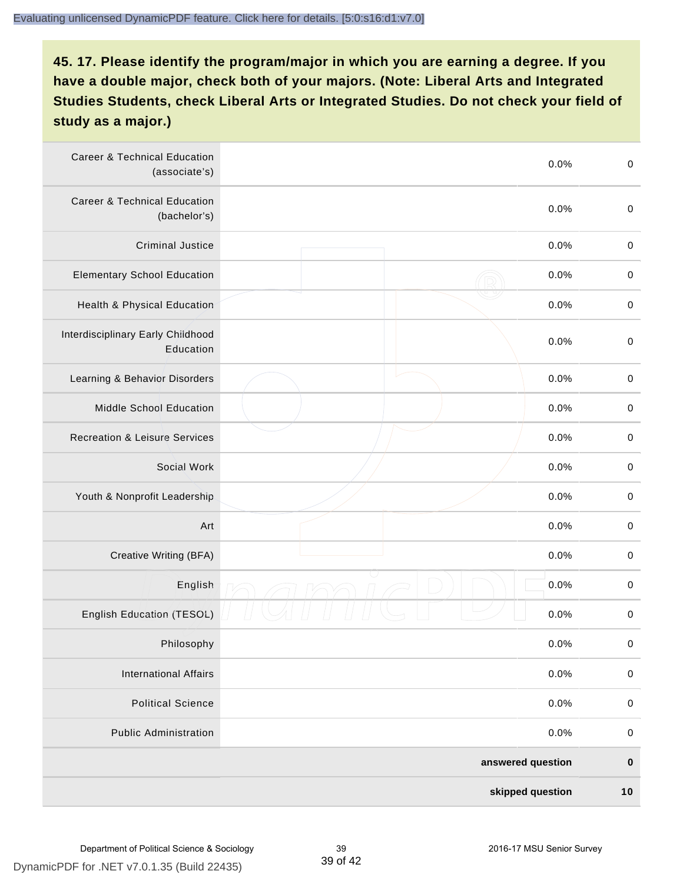**45. 17. Please identify the program/major in which you are earning a degree. If you have a double major, check both of your majors. (Note: Liberal Arts and Integrated Studies Students, check Liberal Arts or Integrated Studies. Do not check your field of study as a major.)**

| | | | |
|---|---|---|---|
| Career & Technical Education (associate's) | | 0.0% | 0 |
| Career & Technical Education (bachelor's) | | 0.0% | 0 |
| Criminal Justice | | 0.0% | 0 |
| Elementary School Education | | 0.0% | 0 |
| Health & Physical Education | | 0.0% | 0 |
| Interdisciplinary Early Childhood Education | | 0.0% | 0 |
| Learning & Behavior Disorders | | 0.0% | 0 |
| Middle School Education | | 0.0% | 0 |
| Recreation & Leisure Services | | 0.0% | 0 |
| Social Work | | 0.0% | 0 |
| Youth & Nonprofit Leadership | | 0.0% | 0 |
| Art | | 0.0% | 0 |
| Creative Writing (BFA) | | 0.0% | 0 |
| English | | 0.0% | 0 |
| English Education (TESOL) | | 0.0% | 0 |
| Philosophy | | 0.0% | 0 |
| International Affairs | | 0.0% | 0 |
| Political Science | | 0.0% | 0 |
| Public Administration | | 0.0% | 0 |
| | | **answered question** | **0** |
| | | **skipped question** | **10** |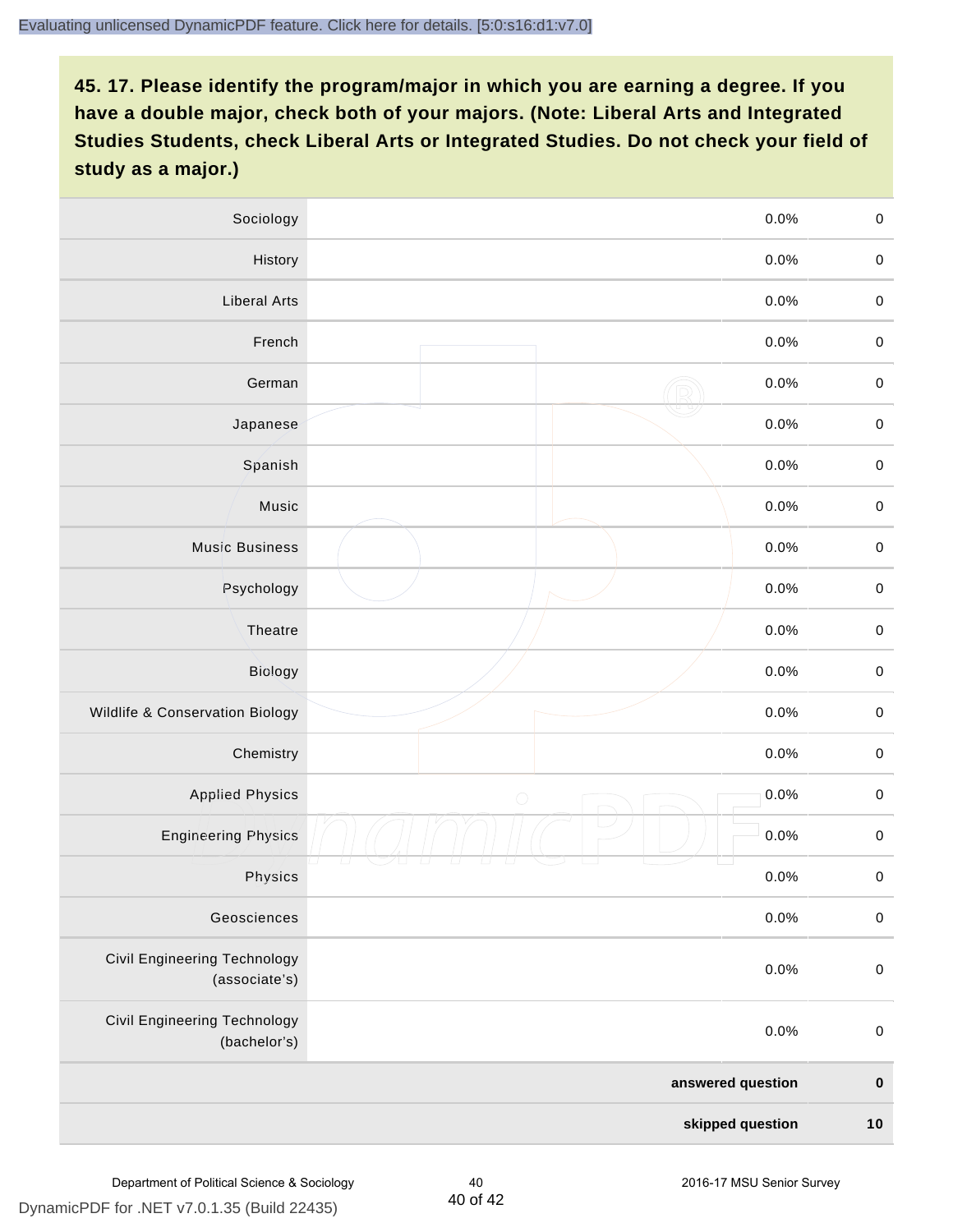**45. 17. Please identify the program/major in which you are earning a degree. If you have a double major, check both of your majors. (Note: Liberal Arts and Integrated Studies Students, check Liberal Arts or Integrated Studies. Do not check your field of study as a major.)**

| | | | |
|---|---|---|---|
| Sociology | | 0.0% | 0 |
| History | | 0.0% | 0 |
| Liberal Arts | | 0.0% | 0 |
| French | | 0.0% | 0 |
| German | | 0.0% | 0 |
| Japanese | | 0.0% | 0 |
| Spanish | | 0.0% | 0 |
| Music | | 0.0% | 0 |
| Music Business | | 0.0% | 0 |
| Psychology | | 0.0% | 0 |
| Theatre | | 0.0% | 0 |
| Biology | | 0.0% | 0 |
| Wildlife & Conservation Biology | | 0.0% | 0 |
| Chemistry | | 0.0% | 0 |
| Applied Physics | | 0.0% | 0 |
| Engineering Physics | | 0.0% | 0 |
| Physics | | 0.0% | 0 |
| Geosciences | | 0.0% | 0 |
| Civil Engineering Technology (associate's) | | 0.0% | 0 |
| Civil Engineering Technology (bachelor's) | | 0.0% | 0 |
| | | **answered question** | **0** |
| | | **skipped question** | **10** |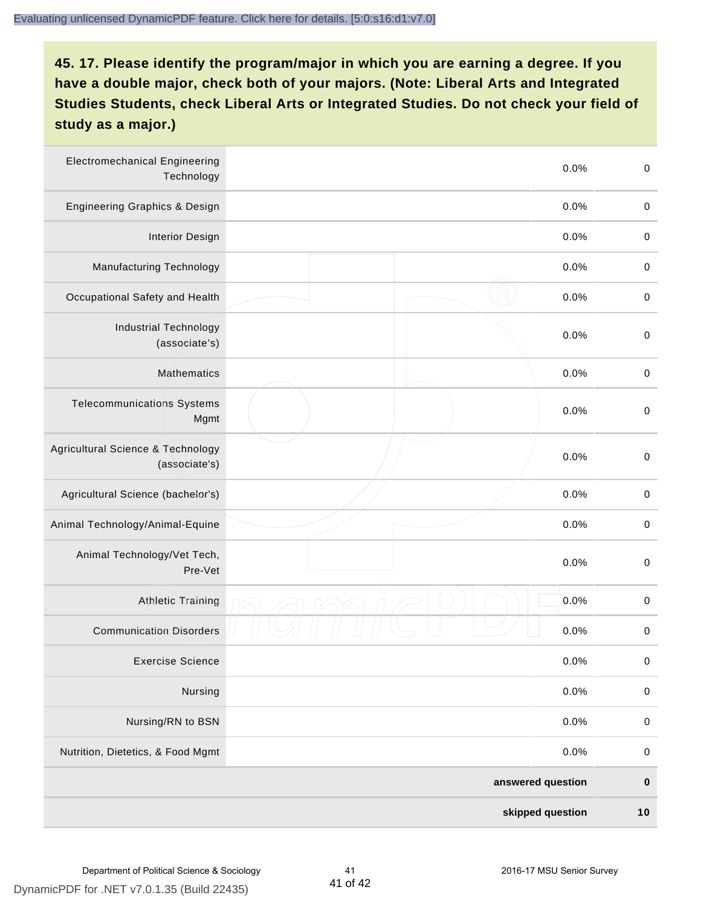## 45. 17. Please identify the program/major in which you are earning a degree. If you have a double major, check both of your majors. (Note: Liberal Arts and Integrated Studies Students, check Liberal Arts or Integrated Studies. Do not check your field of study as a major.)

| Program/Major | | Percent | Count |
|---|---|---|---|
| Electromechanical Engineering Technology | | 0.0% | 0 |
| Engineering Graphics & Design | | 0.0% | 0 |
| Interior Design | | 0.0% | 0 |
| Manufacturing Technology | | 0.0% | 0 |
| Occupational Safety and Health | | 0.0% | 0 |
| Industrial Technology (associate's) | | 0.0% | 0 |
| Mathematics | | 0.0% | 0 |
| Telecommunications Systems Mgmt | | 0.0% | 0 |
| Agricultural Science & Technology (associate's) | | 0.0% | 0 |
| Agricultural Science (bachelor's) | | 0.0% | 0 |
| Animal Technology/Animal-Equine | | 0.0% | 0 |
| Animal Technology/Vet Tech, Pre-Vet | | 0.0% | 0 |
| Athletic Training | | 0.0% | 0 |
| Communication Disorders | | 0.0% | 0 |
| Exercise Science | | 0.0% | 0 |
| Nursing | | 0.0% | 0 |
| Nursing/RN to BSN | | 0.0% | 0 |
| Nutrition, Dietetics, & Food Mgmt | | 0.0% | 0 |
| | | **answered question** | **0** |
| | | **skipped question** | **10** |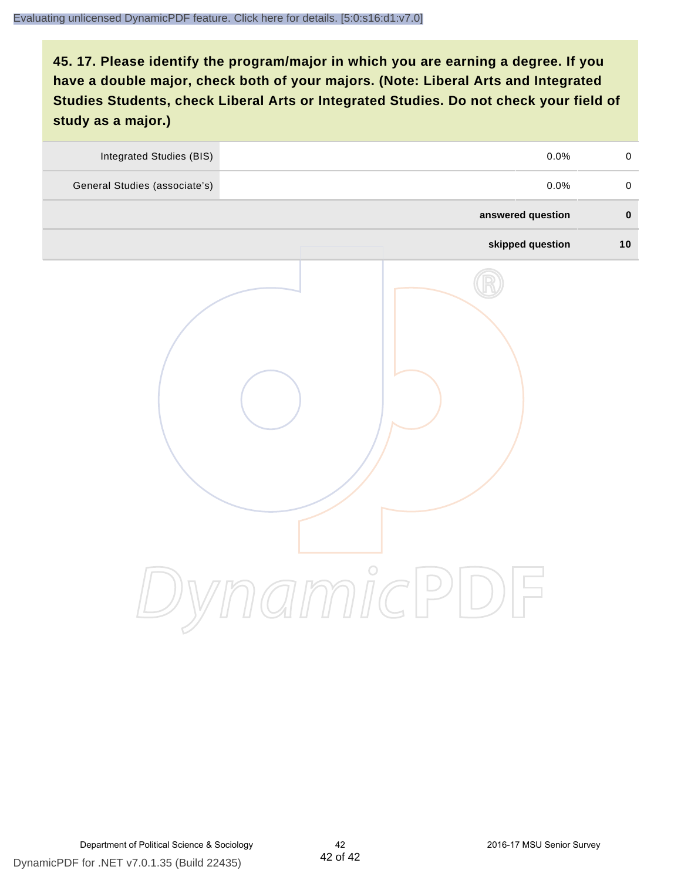**45. 17. Please identify the program/major in which you are earning a degree. If you have a double major, check both of your majors. (Note: Liberal Arts and Integrated Studies Students, check Liberal Arts or Integrated Studies. Do not check your field of study as a major.)**

| | | | |
|---|---|---|---|
| Integrated Studies (BIS) | | 0.0% | 0 |
| General Studies (associate's) | | 0.0% | 0 |
| | | **answered question** | **0** |
| | | **skipped question** | **10** |